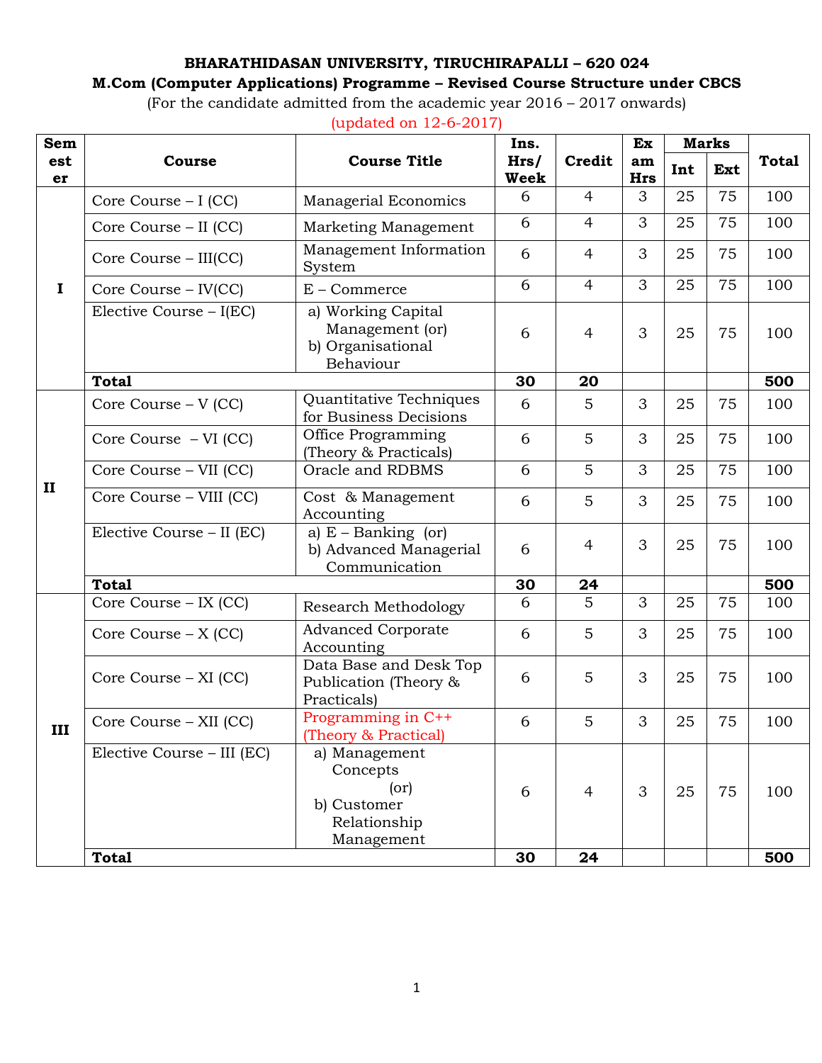**BHARATHIDASAN UNIVERSITY, TIRUCHIRAPALLI – 620 024**

**M.Com (Computer Applications) Programme – Revised Course Structure under CBCS**

(For the candidate admitted from the academic year 2016 – 2017 onwards)

(updated on 12-6-2017)

| Semester | Course | Course Title | Ins. Hrs/ Week | Credit | Exam Hrs | Marks | | Total |
|---|---|---|---|---|---|---|---|---|
| | | | | | | Int | Ext | |
| I | Core Course – I (CC) | Managerial Economics | 6 | 4 | 3 | 25 | 75 | 100 |
| | Core Course – II (CC) | Marketing Management | 6 | 4 | 3 | 25 | 75 | 100 |
| | Core Course – III(CC) | Management Information System | 6 | 4 | 3 | 25 | 75 | 100 |
| | Core Course – IV(CC) | E – Commerce | 6 | 4 | 3 | 25 | 75 | 100 |
| | Elective Course – I(EC) | a) Working Capital Management (or) b) Organisational Behaviour | 6 | 4 | 3 | 25 | 75 | 100 |
| | **Total** | | **30** | **20** | | | | **500** |
| II | Core Course – V (CC) | Quantitative Techniques for Business Decisions | 6 | 5 | 3 | 25 | 75 | 100 |
| | Core Course – VI (CC) | Office Programming (Theory & Practicals) | 6 | 5 | 3 | 25 | 75 | 100 |
| | Core Course – VII (CC) | Oracle and RDBMS | 6 | 5 | 3 | 25 | 75 | 100 |
| | Core Course – VIII (CC) | Cost & Management Accounting | 6 | 5 | 3 | 25 | 75 | 100 |
| | Elective Course – II (EC) | a) E – Banking (or) b) Advanced Managerial Communication | 6 | 4 | 3 | 25 | 75 | 100 |
| | **Total** | | **30** | **24** | | | | **500** |
| III | Core Course – IX (CC) | Research Methodology | 6 | 5 | 3 | 25 | 75 | 100 |
| | Core Course – X (CC) | Advanced Corporate Accounting | 6 | 5 | 3 | 25 | 75 | 100 |
| | Core Course – XI (CC) | Data Base and Desk Top Publication (Theory & Practicals) | 6 | 5 | 3 | 25 | 75 | 100 |
| | Core Course – XII (CC) | Programming in C++ (Theory & Practical) | 6 | 5 | 3 | 25 | 75 | 100 |
| | Elective Course – III (EC) | a) Management Concepts (or) b) Customer Relationship Management | 6 | 4 | 3 | 25 | 75 | 100 |
| | **Total** | | **30** | **24** | | | | **500** |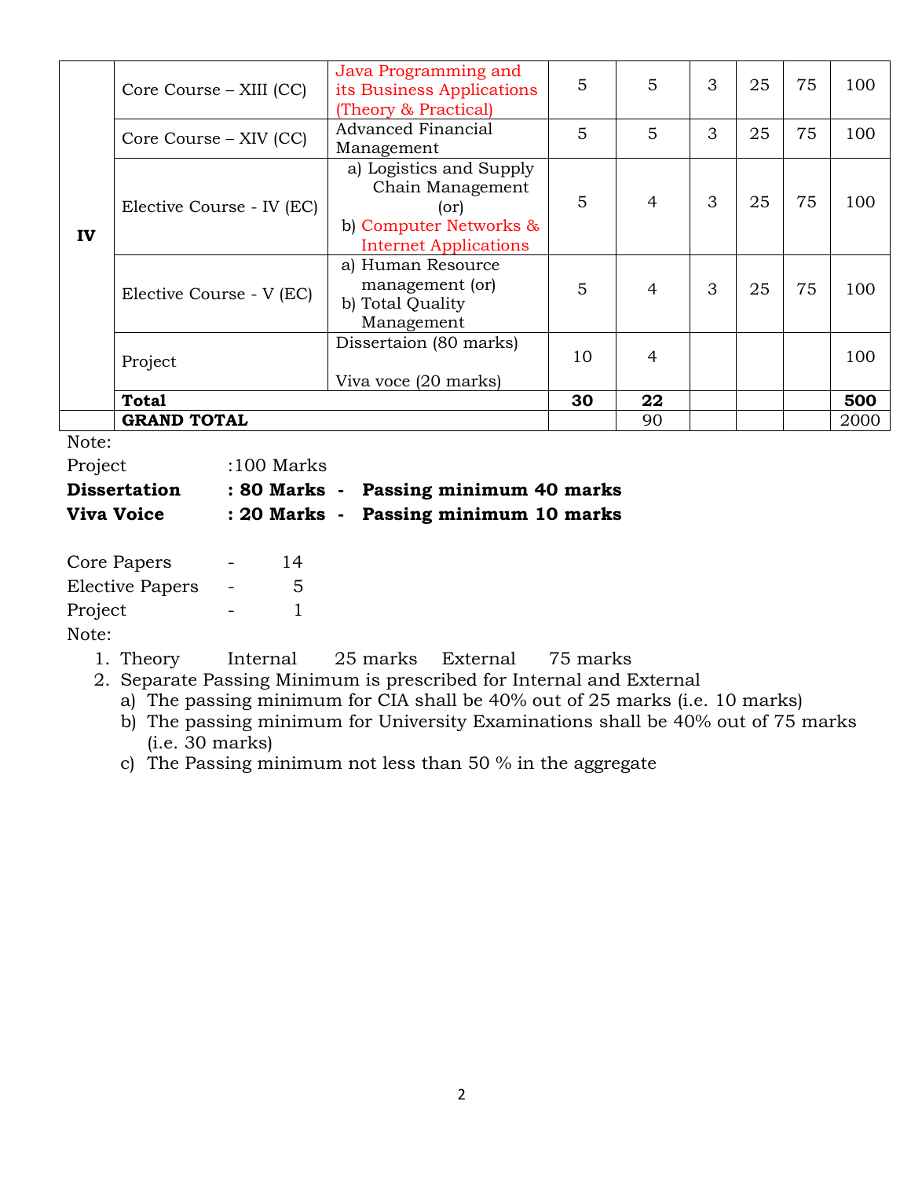| | | | | | | | | |
|---|---|---|---|---|---|---|---|---|
| IV | Core Course – XIII (CC) | Java Programming and its Business Applications (Theory & Practical) | 5 | 5 | 3 | 25 | 75 | 100 |
| | Core Course – XIV (CC) | Advanced Financial Management | 5 | 5 | 3 | 25 | 75 | 100 |
| | Elective Course - IV (EC) | a) Logistics and Supply Chain Management (or) b) Computer Networks & Internet Applications | 5 | 4 | 3 | 25 | 75 | 100 |
| | Elective Course - V (EC) | a) Human Resource management (or) b) Total Quality Management | 5 | 4 | 3 | 25 | 75 | 100 |
| | Project | Dissertaion (80 marks) Viva voce (20 marks) | 10 | 4 | | | | 100 |
| | **Total** | | **30** | **22** | | | | **500** |
| | **GRAND TOTAL** | | | 90 | | | | 2000 |

Note:

Project :100 Marks

**Dissertation : 80 Marks - Passing minimum 40 marks**

**Viva Voice : 20 Marks - Passing minimum 10 marks**

Core Papers - 14

Elective Papers - 5

Project - 1

Note:

1. Theory Internal 25 marks External 75 marks
2. Separate Passing Minimum is prescribed for Internal and External
   a) The passing minimum for CIA shall be 40% out of 25 marks (i.e. 10 marks)
   b) The passing minimum for University Examinations shall be 40% out of 75 marks (i.e. 30 marks)
   c) The Passing minimum not less than 50 % in the aggregate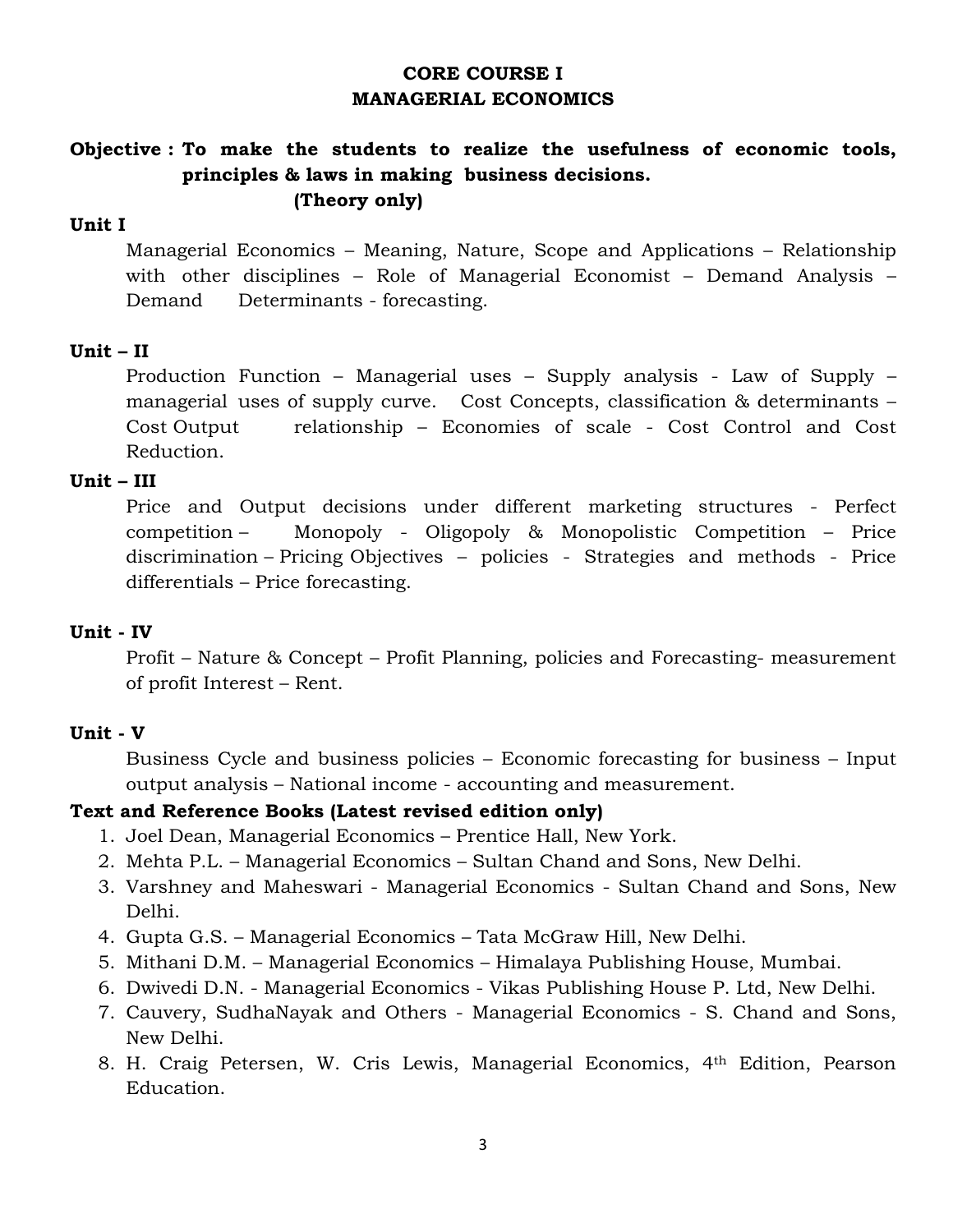# CORE COURSE I
# MANAGERIAL ECONOMICS

**Objective : To make the students to realize the usefulness of economic tools, principles & laws in making business decisions.**
**(Theory only)**

**Unit I**

Managerial Economics – Meaning, Nature, Scope and Applications – Relationship with other disciplines – Role of Managerial Economist – Demand Analysis – Demand Determinants - forecasting.

**Unit – II**

Production Function – Managerial uses – Supply analysis - Law of Supply – managerial uses of supply curve. Cost Concepts, classification & determinants – Cost Output relationship – Economies of scale - Cost Control and Cost Reduction.

**Unit – III**

Price and Output decisions under different marketing structures - Perfect competition – Monopoly - Oligopoly & Monopolistic Competition – Price discrimination – Pricing Objectives – policies - Strategies and methods - Price differentials – Price forecasting.

**Unit - IV**

Profit – Nature & Concept – Profit Planning, policies and Forecasting- measurement of profit Interest – Rent.

**Unit - V**

Business Cycle and business policies – Economic forecasting for business – Input output analysis – National income - accounting and measurement.

**Text and Reference Books (Latest revised edition only)**

1. Joel Dean, Managerial Economics – Prentice Hall, New York.
2. Mehta P.L. – Managerial Economics – Sultan Chand and Sons, New Delhi.
3. Varshney and Maheswari - Managerial Economics - Sultan Chand and Sons, New Delhi.
4. Gupta G.S. – Managerial Economics – Tata McGraw Hill, New Delhi.
5. Mithani D.M. – Managerial Economics – Himalaya Publishing House, Mumbai.
6. Dwivedi D.N. - Managerial Economics - Vikas Publishing House P. Ltd, New Delhi.
7. Cauvery, SudhaNayak and Others - Managerial Economics - S. Chand and Sons, New Delhi.
8. H. Craig Petersen, W. Cris Lewis, Managerial Economics, 4th Edition, Pearson Education.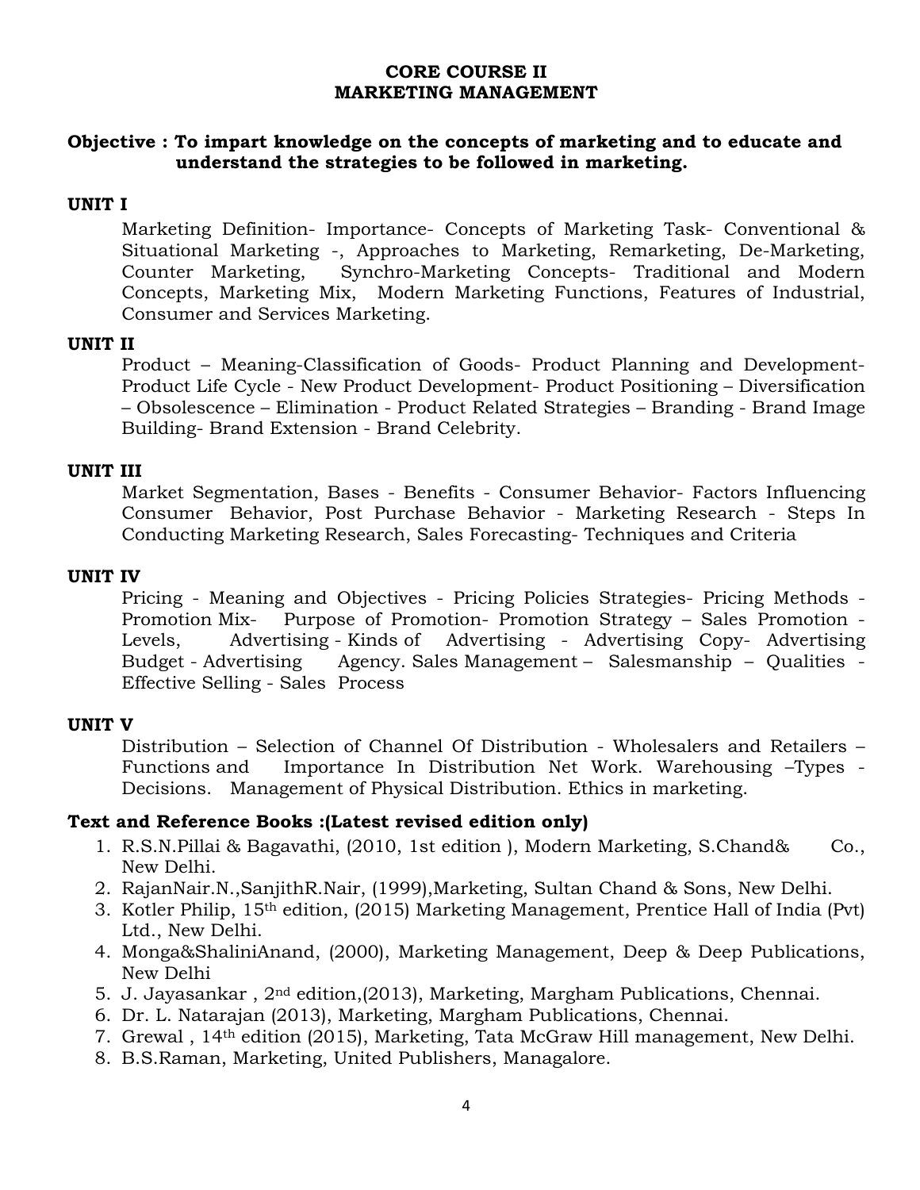# CORE COURSE II
# MARKETING MANAGEMENT

**Objective : To impart knowledge on the concepts of marketing and to educate and understand the strategies to be followed in marketing.**

## UNIT I

Marketing Definition- Importance- Concepts of Marketing Task- Conventional & Situational Marketing -, Approaches to Marketing, Remarketing, De-Marketing, Counter Marketing, Synchro-Marketing Concepts- Traditional and Modern Concepts, Marketing Mix, Modern Marketing Functions, Features of Industrial, Consumer and Services Marketing.

## UNIT II

Product – Meaning-Classification of Goods- Product Planning and Development- Product Life Cycle - New Product Development- Product Positioning – Diversification – Obsolescence – Elimination - Product Related Strategies – Branding - Brand Image Building- Brand Extension - Brand Celebrity.

## UNIT III

Market Segmentation, Bases - Benefits - Consumer Behavior- Factors Influencing Consumer Behavior, Post Purchase Behavior - Marketing Research - Steps In Conducting Marketing Research, Sales Forecasting- Techniques and Criteria

## UNIT IV

Pricing - Meaning and Objectives - Pricing Policies Strategies- Pricing Methods - Promotion Mix- Purpose of Promotion- Promotion Strategy – Sales Promotion - Levels, Advertising - Kinds of Advertising - Advertising Copy- Advertising Budget - Advertising Agency. Sales Management – Salesmanship – Qualities - Effective Selling - Sales Process

## UNIT V

Distribution – Selection of Channel Of Distribution - Wholesalers and Retailers – Functions and Importance In Distribution Net Work. Warehousing –Types - Decisions. Management of Physical Distribution. Ethics in marketing.

**Text and Reference Books :(Latest revised edition only)**

1. R.S.N.Pillai & Bagavathi, (2010, 1st edition ), Modern Marketing, S.Chand& Co., New Delhi.
2. RajanNair.N.,SanjithR.Nair, (1999),Marketing, Sultan Chand & Sons, New Delhi.
3. Kotler Philip, 15th edition, (2015) Marketing Management, Prentice Hall of India (Pvt) Ltd., New Delhi.
4. Monga&ShaliniAnand, (2000), Marketing Management, Deep & Deep Publications, New Delhi
5. J. Jayasankar , 2nd edition,(2013), Marketing, Margham Publications, Chennai.
6. Dr. L. Natarajan (2013), Marketing, Margham Publications, Chennai.
7. Grewal , 14th edition (2015), Marketing, Tata McGraw Hill management, New Delhi.
8. B.S.Raman, Marketing, United Publishers, Managalore.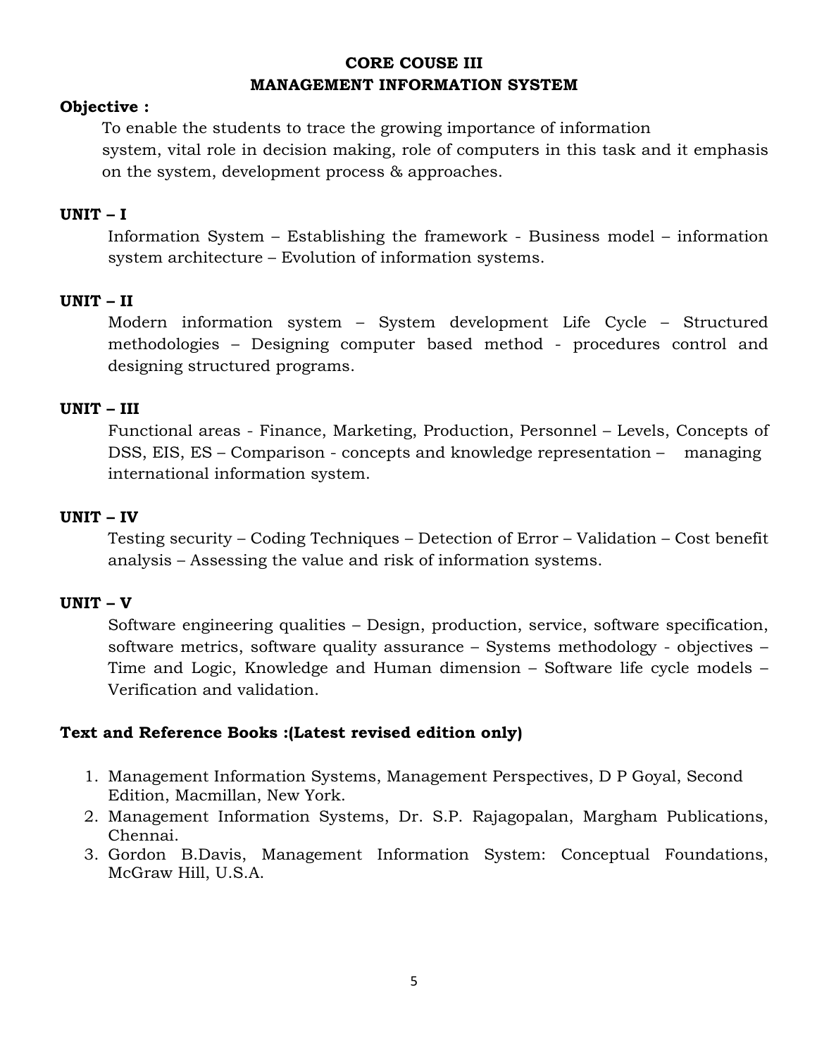## CORE COUSE III
## MANAGEMENT INFORMATION SYSTEM

**Objective :**

To enable the students to trace the growing importance of information system, vital role in decision making, role of computers in this task and it emphasis on the system, development process & approaches.

**UNIT – I**

Information System – Establishing the framework - Business model – information system architecture – Evolution of information systems.

**UNIT – II**

Modern information system – System development Life Cycle – Structured methodologies – Designing computer based method - procedures control and designing structured programs.

**UNIT – III**

Functional areas - Finance, Marketing, Production, Personnel – Levels, Concepts of DSS, EIS, ES – Comparison - concepts and knowledge representation – managing international information system.

**UNIT – IV**

Testing security – Coding Techniques – Detection of Error – Validation – Cost benefit analysis – Assessing the value and risk of information systems.

**UNIT – V**

Software engineering qualities – Design, production, service, software specification, software metrics, software quality assurance – Systems methodology - objectives – Time and Logic, Knowledge and Human dimension – Software life cycle models – Verification and validation.

**Text and Reference Books :(Latest revised edition only)**

1. Management Information Systems, Management Perspectives, D P Goyal, Second Edition, Macmillan, New York.
2. Management Information Systems, Dr. S.P. Rajagopalan, Margham Publications, Chennai.
3. Gordon B.Davis, Management Information System: Conceptual Foundations, McGraw Hill, U.S.A.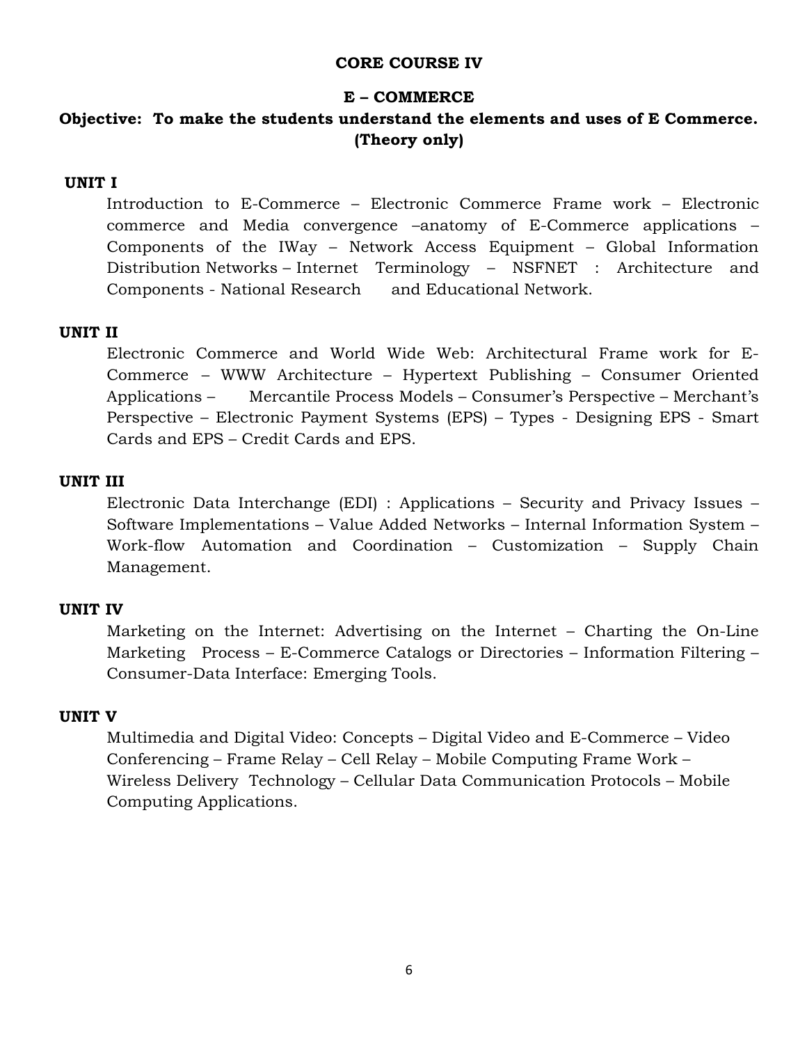**CORE COURSE IV**

**E – COMMERCE**

**Objective: To make the students understand the elements and uses of E Commerce. (Theory only)**

**UNIT I**

Introduction to E-Commerce – Electronic Commerce Frame work – Electronic commerce and Media convergence –anatomy of E-Commerce applications – Components of the IWay – Network Access Equipment – Global Information Distribution Networks – Internet Terminology – NSFNET : Architecture and Components - National Research and Educational Network.

**UNIT II**

Electronic Commerce and World Wide Web: Architectural Frame work for E-Commerce – WWW Architecture – Hypertext Publishing – Consumer Oriented Applications – Mercantile Process Models – Consumer's Perspective – Merchant's Perspective – Electronic Payment Systems (EPS) – Types - Designing EPS - Smart Cards and EPS – Credit Cards and EPS.

**UNIT III**

Electronic Data Interchange (EDI) : Applications – Security and Privacy Issues – Software Implementations – Value Added Networks – Internal Information System – Work-flow Automation and Coordination – Customization – Supply Chain Management.

**UNIT IV**

Marketing on the Internet: Advertising on the Internet – Charting the On-Line Marketing Process – E-Commerce Catalogs or Directories – Information Filtering – Consumer-Data Interface: Emerging Tools.

**UNIT V**

Multimedia and Digital Video: Concepts – Digital Video and E-Commerce – Video Conferencing – Frame Relay – Cell Relay – Mobile Computing Frame Work – Wireless Delivery Technology – Cellular Data Communication Protocols – Mobile Computing Applications.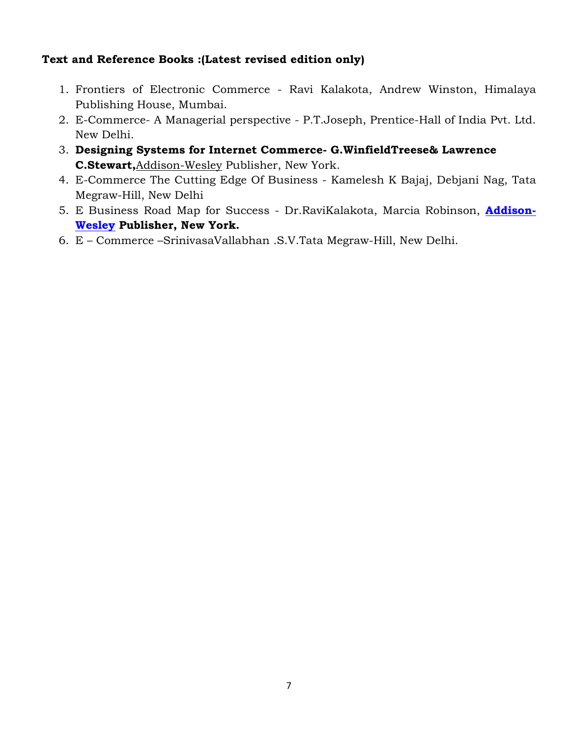**Text and Reference Books :(Latest revised edition only)**

1. Frontiers of Electronic Commerce - Ravi Kalakota, Andrew Winston, Himalaya Publishing House, Mumbai.
2. E-Commerce- A Managerial perspective - P.T.Joseph, Prentice-Hall of India Pvt. Ltd. New Delhi.
3. **Designing Systems for Internet Commerce- G.WinfieldTreese& Lawrence C.Stewart,** Addison-Wesley Publisher, New York.
4. E-Commerce The Cutting Edge Of Business - Kamelesh K Bajaj, Debjani Nag, Tata Megraw-Hill, New Delhi
5. E Business Road Map for Success - Dr.RaviKalakota, Marcia Robinson, **Addison-Wesley Publisher, New York.**
6. E – Commerce –SrinivasaVallabhan .S.V.Tata Megraw-Hill, New Delhi.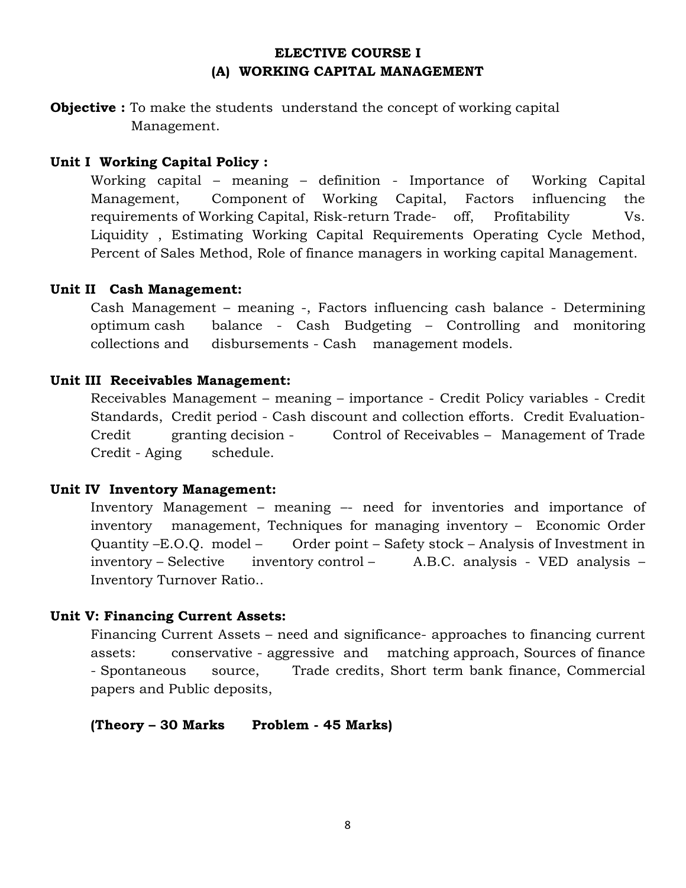## ELECTIVE COURSE I
## (A) WORKING CAPITAL MANAGEMENT

**Objective :** To make the students understand the concept of working capital Management.

### Unit I Working Capital Policy :

Working capital – meaning – definition - Importance of Working Capital Management, Component of Working Capital, Factors influencing the requirements of Working Capital, Risk-return Trade- off, Profitability Vs. Liquidity , Estimating Working Capital Requirements Operating Cycle Method, Percent of Sales Method, Role of finance managers in working capital Management.

### Unit II Cash Management:

Cash Management – meaning -, Factors influencing cash balance - Determining optimum cash balance - Cash Budgeting – Controlling and monitoring collections and disbursements - Cash management models.

### Unit III Receivables Management:

Receivables Management – meaning – importance - Credit Policy variables - Credit Standards, Credit period - Cash discount and collection efforts. Credit Evaluation- Credit granting decision - Control of Receivables – Management of Trade Credit - Aging schedule.

### Unit IV Inventory Management:

Inventory Management – meaning –- need for inventories and importance of inventory management, Techniques for managing inventory – Economic Order Quantity –E.O.Q. model – Order point – Safety stock – Analysis of Investment in inventory – Selective inventory control – A.B.C. analysis - VED analysis – Inventory Turnover Ratio..

### Unit V: Financing Current Assets:

Financing Current Assets – need and significance- approaches to financing current assets: conservative - aggressive and matching approach, Sources of finance - Spontaneous source, Trade credits, Short term bank finance, Commercial papers and Public deposits,

**(Theory – 30 Marks Problem - 45 Marks)**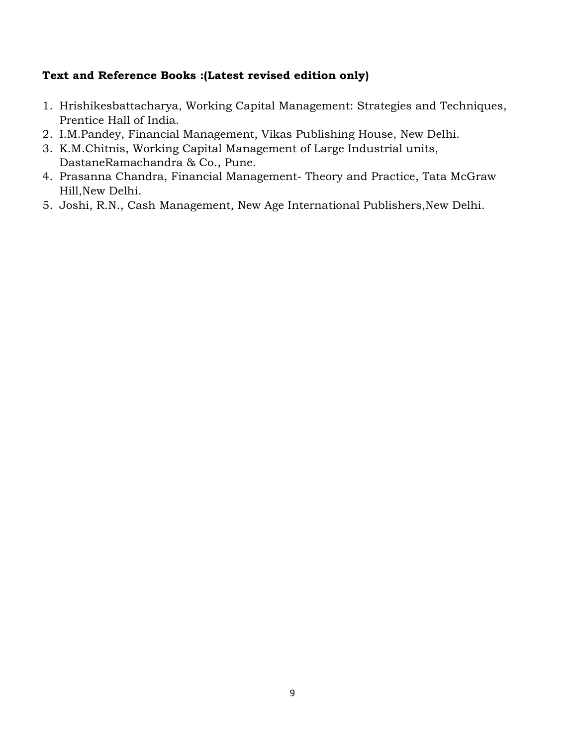**Text and Reference Books :(Latest revised edition only)**

1. Hrishikesbattacharya, Working Capital Management: Strategies and Techniques, Prentice Hall of India.
2. I.M.Pandey, Financial Management, Vikas Publishing House, New Delhi.
3. K.M.Chitnis, Working Capital Management of Large Industrial units, DastaneRamachandra & Co., Pune.
4. Prasanna Chandra, Financial Management- Theory and Practice, Tata McGraw Hill,New Delhi.
5. Joshi, R.N., Cash Management, New Age International Publishers,New Delhi.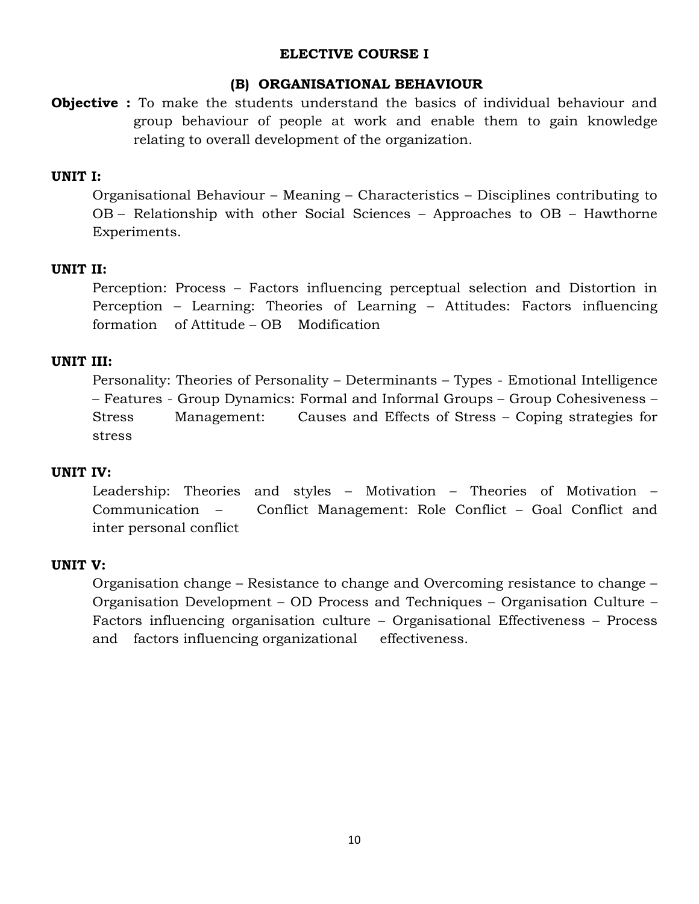## ELECTIVE COURSE I

### (B) ORGANISATIONAL BEHAVIOUR

**Objective :** To make the students understand the basics of individual behaviour and group behaviour of people at work and enable them to gain knowledge relating to overall development of the organization.

**UNIT I:**

Organisational Behaviour – Meaning – Characteristics – Disciplines contributing to OB – Relationship with other Social Sciences – Approaches to OB – Hawthorne Experiments.

**UNIT II:**

Perception: Process – Factors influencing perceptual selection and Distortion in Perception – Learning: Theories of Learning – Attitudes: Factors influencing formation of Attitude – OB Modification

**UNIT III:**

Personality: Theories of Personality – Determinants – Types - Emotional Intelligence – Features - Group Dynamics: Formal and Informal Groups – Group Cohesiveness – Stress Management: Causes and Effects of Stress – Coping strategies for stress

**UNIT IV:**

Leadership: Theories and styles – Motivation – Theories of Motivation – Communication – Conflict Management: Role Conflict – Goal Conflict and inter personal conflict

**UNIT V:**

Organisation change – Resistance to change and Overcoming resistance to change – Organisation Development – OD Process and Techniques – Organisation Culture – Factors influencing organisation culture – Organisational Effectiveness – Process and factors influencing organizational effectiveness.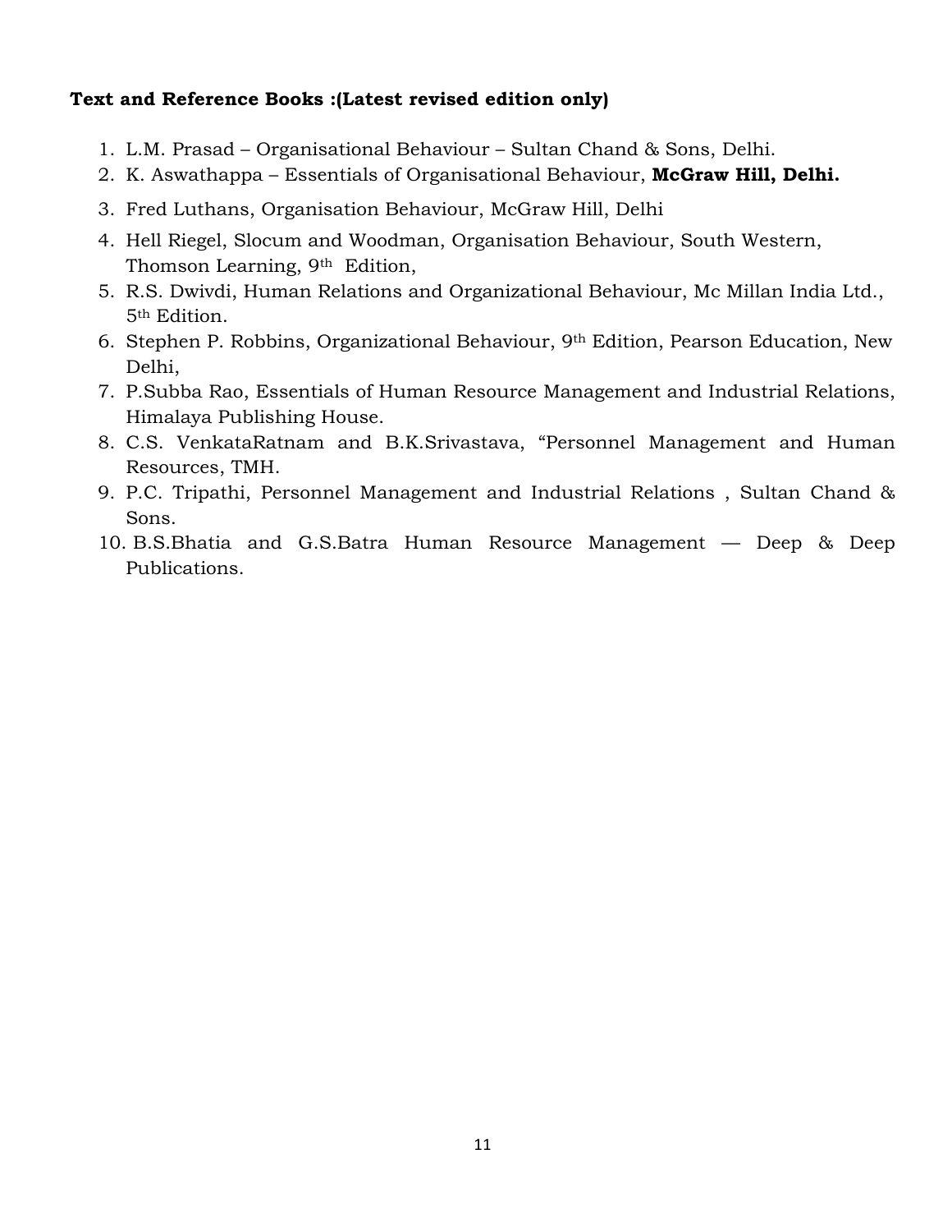**Text and Reference Books :(Latest revised edition only)**

1. L.M. Prasad – Organisational Behaviour – Sultan Chand & Sons, Delhi.
2. K. Aswathappa – Essentials of Organisational Behaviour, **McGraw Hill, Delhi.**
3. Fred Luthans, Organisation Behaviour, McGraw Hill, Delhi
4. Hell Riegel, Slocum and Woodman, Organisation Behaviour, South Western, Thomson Learning, 9th Edition,
5. R.S. Dwivdi, Human Relations and Organizational Behaviour, Mc Millan India Ltd., 5th Edition.
6. Stephen P. Robbins, Organizational Behaviour, 9th Edition, Pearson Education, New Delhi,
7. P.Subba Rao, Essentials of Human Resource Management and Industrial Relations, Himalaya Publishing House.
8. C.S. VenkataRatnam and B.K.Srivastava, "Personnel Management and Human Resources, TMH.
9. P.C. Tripathi, Personnel Management and Industrial Relations , Sultan Chand & Sons.
10. B.S.Bhatia and G.S.Batra Human Resource Management — Deep & Deep Publications.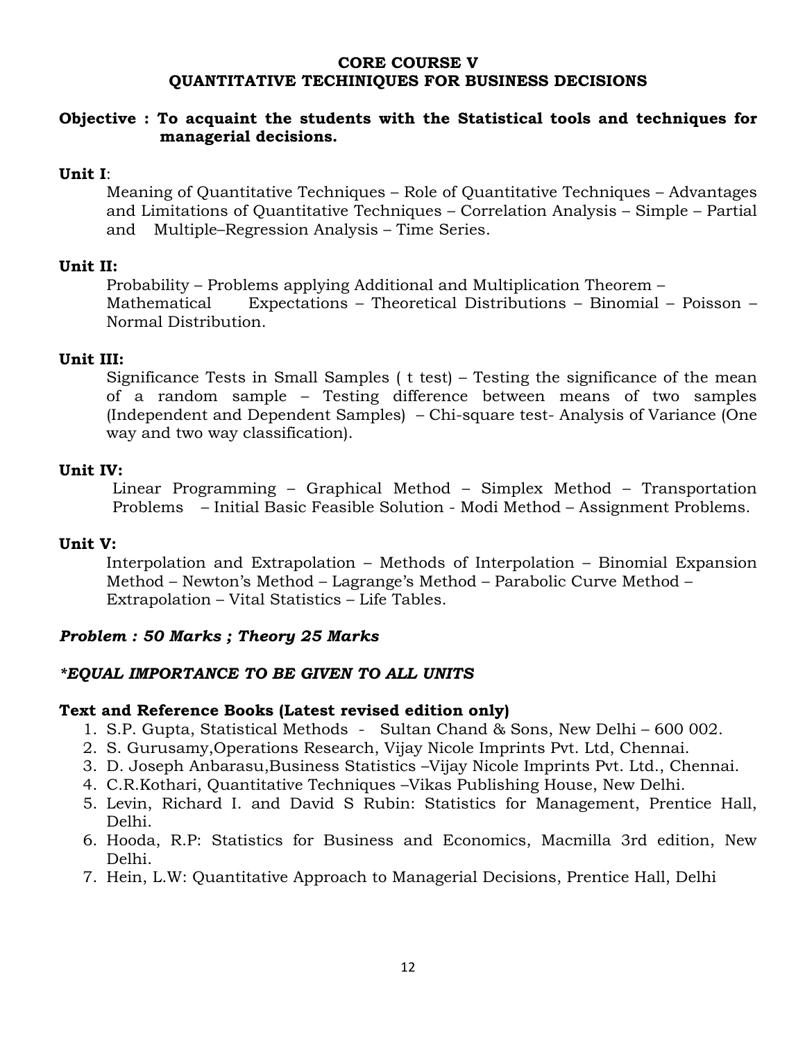# CORE COURSE V
# QUANTITATIVE TECHINIQUES FOR BUSINESS DECISIONS

**Objective : To acquaint the students with the Statistical tools and techniques for managerial decisions.**

**Unit I**:

Meaning of Quantitative Techniques – Role of Quantitative Techniques – Advantages and Limitations of Quantitative Techniques – Correlation Analysis – Simple – Partial and Multiple–Regression Analysis – Time Series.

**Unit II:**

Probability – Problems applying Additional and Multiplication Theorem – Mathematical Expectations – Theoretical Distributions – Binomial – Poisson – Normal Distribution.

**Unit III:**

Significance Tests in Small Samples ( t test) – Testing the significance of the mean of a random sample – Testing difference between means of two samples (Independent and Dependent Samples) – Chi-square test- Analysis of Variance (One way and two way classification).

**Unit IV:**

Linear Programming – Graphical Method – Simplex Method – Transportation Problems – Initial Basic Feasible Solution - Modi Method – Assignment Problems.

**Unit V:**

Interpolation and Extrapolation – Methods of Interpolation – Binomial Expansion Method – Newton's Method – Lagrange's Method – Parabolic Curve Method – Extrapolation – Vital Statistics – Life Tables.

***Problem : 50 Marks ; Theory 25 Marks***

***\*EQUAL IMPORTANCE TO BE GIVEN TO ALL UNITS***

**Text and Reference Books (Latest revised edition only)**

1. S.P. Gupta, Statistical Methods - Sultan Chand & Sons, New Delhi – 600 002.
2. S. Gurusamy,Operations Research, Vijay Nicole Imprints Pvt. Ltd, Chennai.
3. D. Joseph Anbarasu,Business Statistics –Vijay Nicole Imprints Pvt. Ltd., Chennai.
4. C.R.Kothari, Quantitative Techniques –Vikas Publishing House, New Delhi.
5. Levin, Richard I. and David S Rubin: Statistics for Management, Prentice Hall, Delhi.
6. Hooda, R.P: Statistics for Business and Economics, Macmilla 3rd edition, New Delhi.
7. Hein, L.W: Quantitative Approach to Managerial Decisions, Prentice Hall, Delhi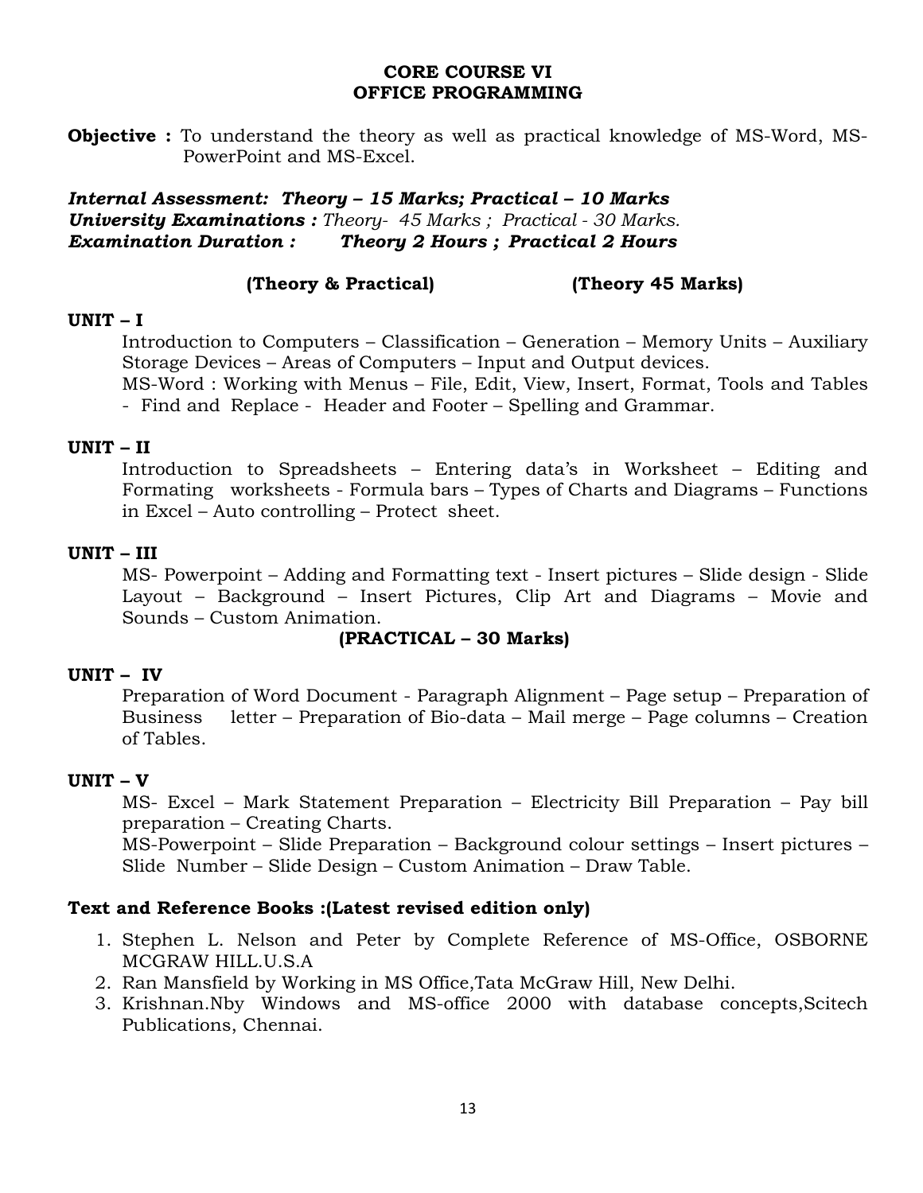# CORE COURSE VI
# OFFICE PROGRAMMING

**Objective :** To understand the theory as well as practical knowledge of MS-Word, MS-PowerPoint and MS-Excel.

***Internal Assessment: Theory – 15 Marks; Practical – 10 Marks***
***University Examinations :*** *Theory- 45 Marks ; Practical - 30 Marks.*
***Examination Duration : Theory 2 Hours ; Practical 2 Hours***

**(Theory & Practical) (Theory 45 Marks)**

### UNIT – I

Introduction to Computers – Classification – Generation – Memory Units – Auxiliary Storage Devices – Areas of Computers – Input and Output devices.
MS-Word : Working with Menus – File, Edit, View, Insert, Format, Tools and Tables - Find and Replace - Header and Footer – Spelling and Grammar.

### UNIT – II

Introduction to Spreadsheets – Entering data's in Worksheet – Editing and Formating worksheets - Formula bars – Types of Charts and Diagrams – Functions in Excel – Auto controlling – Protect sheet.

### UNIT – III

MS- Powerpoint – Adding and Formatting text - Insert pictures – Slide design - Slide Layout – Background – Insert Pictures, Clip Art and Diagrams – Movie and Sounds – Custom Animation.

**(PRACTICAL – 30 Marks)**

### UNIT – IV

Preparation of Word Document - Paragraph Alignment – Page setup – Preparation of Business letter – Preparation of Bio-data – Mail merge – Page columns – Creation of Tables.

### UNIT – V

MS- Excel – Mark Statement Preparation – Electricity Bill Preparation – Pay bill preparation – Creating Charts.
MS-Powerpoint – Slide Preparation – Background colour settings – Insert pictures – Slide Number – Slide Design – Custom Animation – Draw Table.

### Text and Reference Books :(Latest revised edition only)

1. Stephen L. Nelson and Peter by Complete Reference of MS-Office, OSBORNE MCGRAW HILL.U.S.A
2. Ran Mansfield by Working in MS Office,Tata McGraw Hill, New Delhi.
3. Krishnan.Nby Windows and MS-office 2000 with database concepts,Scitech Publications, Chennai.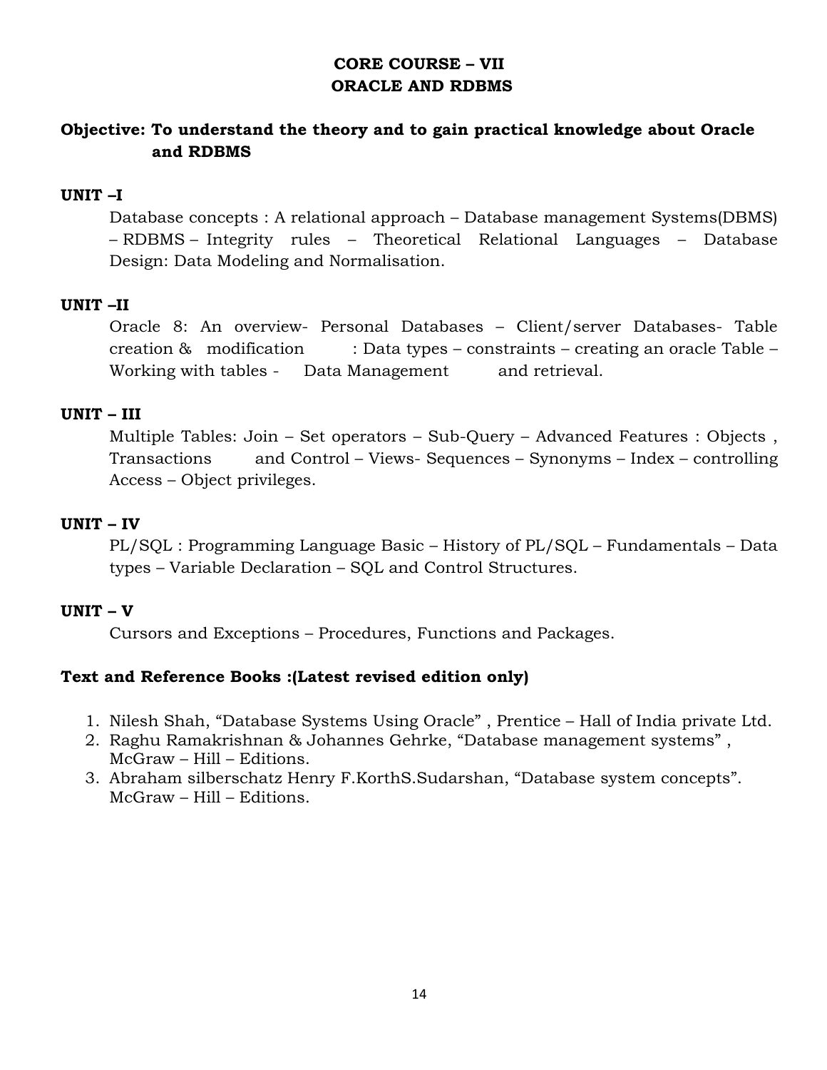## CORE COURSE – VII
## ORACLE AND RDBMS

**Objective: To understand the theory and to gain practical knowledge about Oracle and RDBMS**

### UNIT –I

Database concepts : A relational approach – Database management Systems(DBMS) – RDBMS – Integrity rules – Theoretical Relational Languages – Database Design: Data Modeling and Normalisation.

### UNIT –II

Oracle 8: An overview- Personal Databases – Client/server Databases- Table creation & modification : Data types – constraints – creating an oracle Table – Working with tables - Data Management and retrieval.

### UNIT – III

Multiple Tables: Join – Set operators – Sub-Query – Advanced Features : Objects , Transactions and Control – Views- Sequences – Synonyms – Index – controlling Access – Object privileges.

### UNIT – IV

PL/SQL : Programming Language Basic – History of PL/SQL – Fundamentals – Data types – Variable Declaration – SQL and Control Structures.

### UNIT – V

Cursors and Exceptions – Procedures, Functions and Packages.

**Text and Reference Books :(Latest revised edition only)**

1. Nilesh Shah, "Database Systems Using Oracle" , Prentice – Hall of India private Ltd.
2. Raghu Ramakrishnan & Johannes Gehrke, "Database management systems" , McGraw – Hill – Editions.
3. Abraham silberschatz Henry F.KorthS.Sudarshan, "Database system concepts". McGraw – Hill – Editions.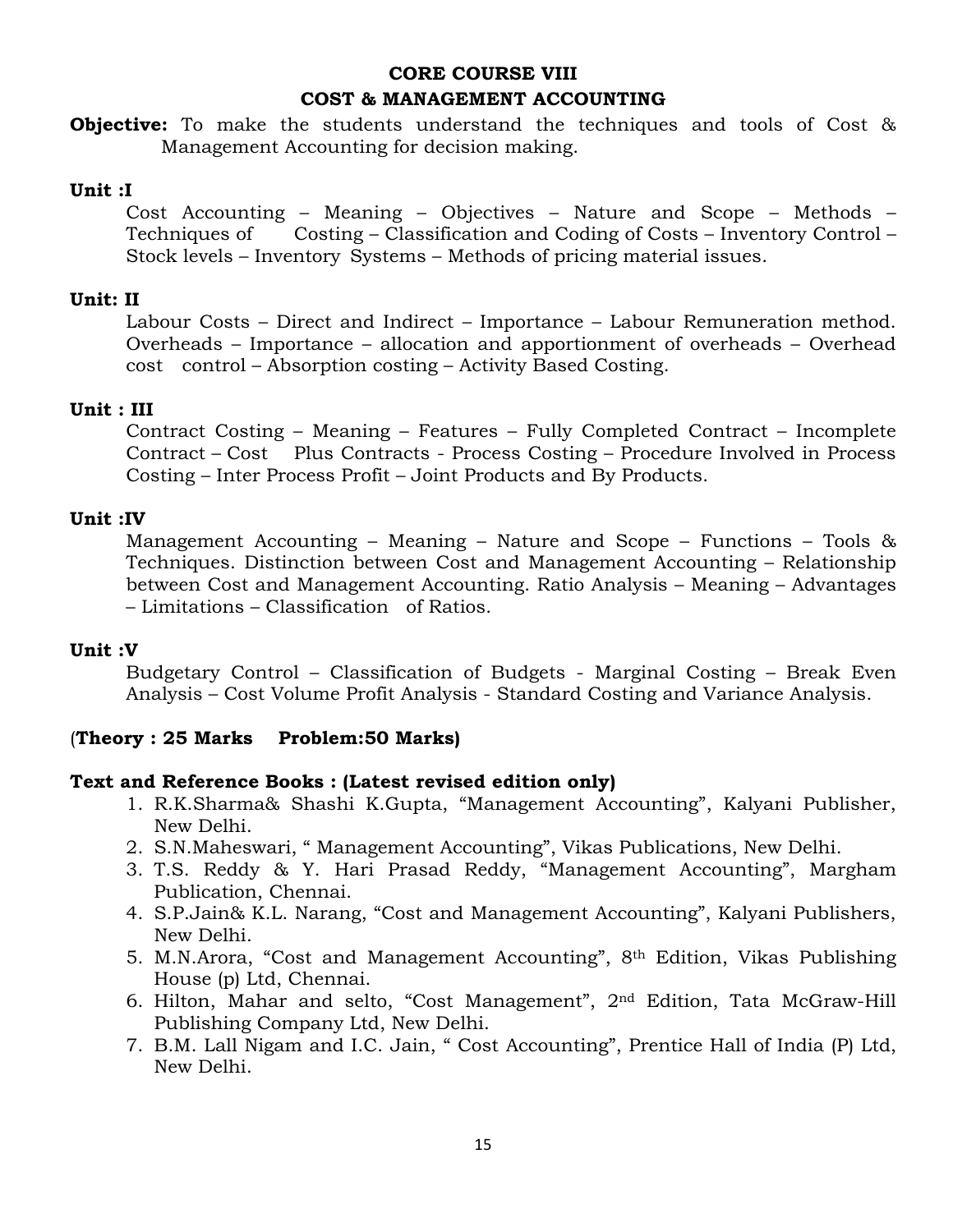## CORE COURSE VIII

## COST & MANAGEMENT ACCOUNTING

**Objective:** To make the students understand the techniques and tools of Cost & Management Accounting for decision making.

**Unit :I**

Cost Accounting – Meaning – Objectives – Nature and Scope – Methods – Techniques of Costing – Classification and Coding of Costs – Inventory Control – Stock levels – Inventory Systems – Methods of pricing material issues.

**Unit: II**

Labour Costs – Direct and Indirect – Importance – Labour Remuneration method. Overheads – Importance – allocation and apportionment of overheads – Overhead cost control – Absorption costing – Activity Based Costing.

**Unit : III**

Contract Costing – Meaning – Features – Fully Completed Contract – Incomplete Contract – Cost Plus Contracts - Process Costing – Procedure Involved in Process Costing – Inter Process Profit – Joint Products and By Products.

**Unit :IV**

Management Accounting – Meaning – Nature and Scope – Functions – Tools & Techniques. Distinction between Cost and Management Accounting – Relationship between Cost and Management Accounting. Ratio Analysis – Meaning – Advantages – Limitations – Classification of Ratios.

**Unit :V**

Budgetary Control – Classification of Budgets - Marginal Costing – Break Even Analysis – Cost Volume Profit Analysis - Standard Costing and Variance Analysis.

(**Theory : 25 Marks Problem:50 Marks)**

**Text and Reference Books : (Latest revised edition only)**

1. R.K.Sharma& Shashi K.Gupta, "Management Accounting", Kalyani Publisher, New Delhi.
2. S.N.Maheswari, " Management Accounting", Vikas Publications, New Delhi.
3. T.S. Reddy & Y. Hari Prasad Reddy, "Management Accounting", Margham Publication, Chennai.
4. S.P.Jain& K.L. Narang, "Cost and Management Accounting", Kalyani Publishers, New Delhi.
5. M.N.Arora, "Cost and Management Accounting", 8th Edition, Vikas Publishing House (p) Ltd, Chennai.
6. Hilton, Mahar and selto, "Cost Management", 2nd Edition, Tata McGraw-Hill Publishing Company Ltd, New Delhi.
7. B.M. Lall Nigam and I.C. Jain, " Cost Accounting", Prentice Hall of India (P) Ltd, New Delhi.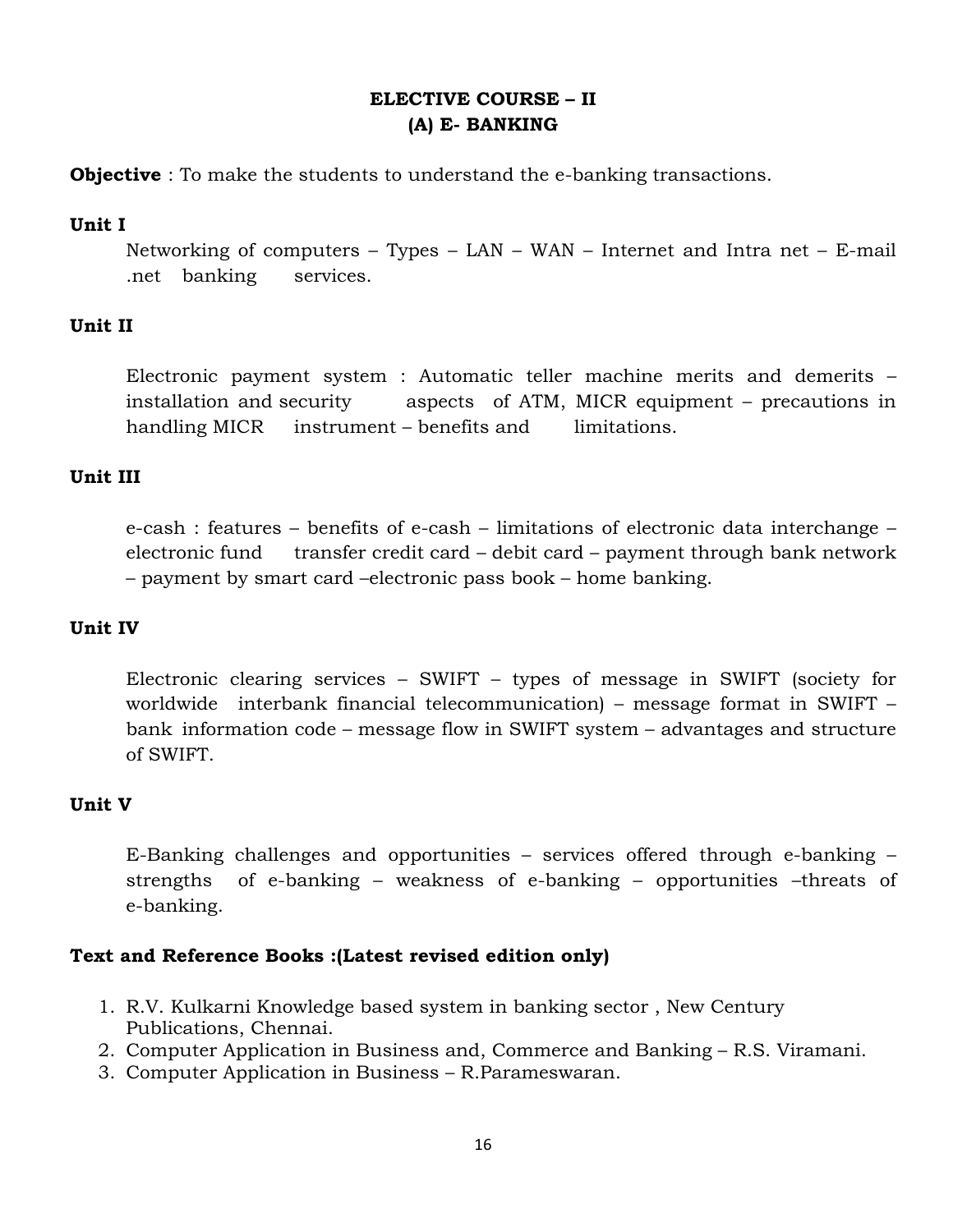## ELECTIVE COURSE – II
## (A) E- BANKING

**Objective** : To make the students to understand the e-banking transactions.

**Unit I**

Networking of computers – Types – LAN – WAN – Internet and Intra net – E-mail .net banking services.

**Unit II**

Electronic payment system : Automatic teller machine merits and demerits – installation and security aspects of ATM, MICR equipment – precautions in handling MICR instrument – benefits and limitations.

**Unit III**

e-cash : features – benefits of e-cash – limitations of electronic data interchange – electronic fund transfer credit card – debit card – payment through bank network – payment by smart card –electronic pass book – home banking.

**Unit IV**

Electronic clearing services – SWIFT – types of message in SWIFT (society for worldwide interbank financial telecommunication) – message format in SWIFT – bank information code – message flow in SWIFT system – advantages and structure of SWIFT.

**Unit V**

E-Banking challenges and opportunities – services offered through e-banking – strengths of e-banking – weakness of e-banking – opportunities –threats of e-banking.

**Text and Reference Books :(Latest revised edition only)**

1. R.V. Kulkarni Knowledge based system in banking sector , New Century Publications, Chennai.
2. Computer Application in Business and, Commerce and Banking – R.S. Viramani.
3. Computer Application in Business – R.Parameswaran.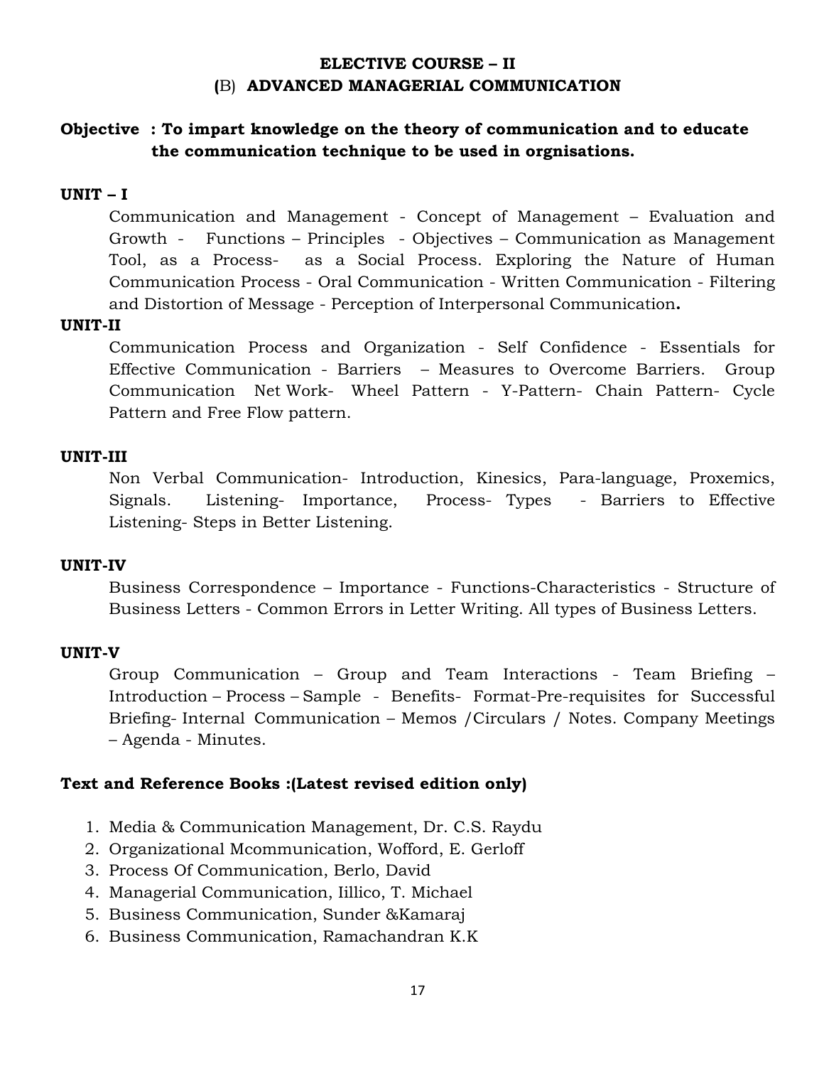# ELECTIVE COURSE – II

## (B) ADVANCED MANAGERIAL COMMUNICATION

**Objective : To impart knowledge on the theory of communication and to educate the communication technique to be used in orgnisations.**

**UNIT – I**

Communication and Management - Concept of Management – Evaluation and Growth - Functions – Principles - Objectives – Communication as Management Tool, as a Process- as a Social Process. Exploring the Nature of Human Communication Process - Oral Communication - Written Communication - Filtering and Distortion of Message - Perception of Interpersonal Communication**.**

**UNIT-II**

Communication Process and Organization - Self Confidence - Essentials for Effective Communication - Barriers – Measures to Overcome Barriers. Group Communication Net Work- Wheel Pattern - Y-Pattern- Chain Pattern- Cycle Pattern and Free Flow pattern.

**UNIT-III**

Non Verbal Communication- Introduction, Kinesics, Para-language, Proxemics, Signals. Listening- Importance, Process- Types - Barriers to Effective Listening- Steps in Better Listening.

**UNIT-IV**

Business Correspondence – Importance - Functions-Characteristics - Structure of Business Letters - Common Errors in Letter Writing. All types of Business Letters.

**UNIT-V**

Group Communication – Group and Team Interactions - Team Briefing – Introduction – Process – Sample - Benefits- Format-Pre-requisites for Successful Briefing- Internal Communication – Memos /Circulars / Notes. Company Meetings – Agenda - Minutes.

**Text and Reference Books :(Latest revised edition only)**

1. Media & Communication Management, Dr. C.S. Raydu
2. Organizational Mcommunication, Wofford, E. Gerloff
3. Process Of Communication, Berlo, David
4. Managerial Communication, Iillico, T. Michael
5. Business Communication, Sunder &Kamaraj
6. Business Communication, Ramachandran K.K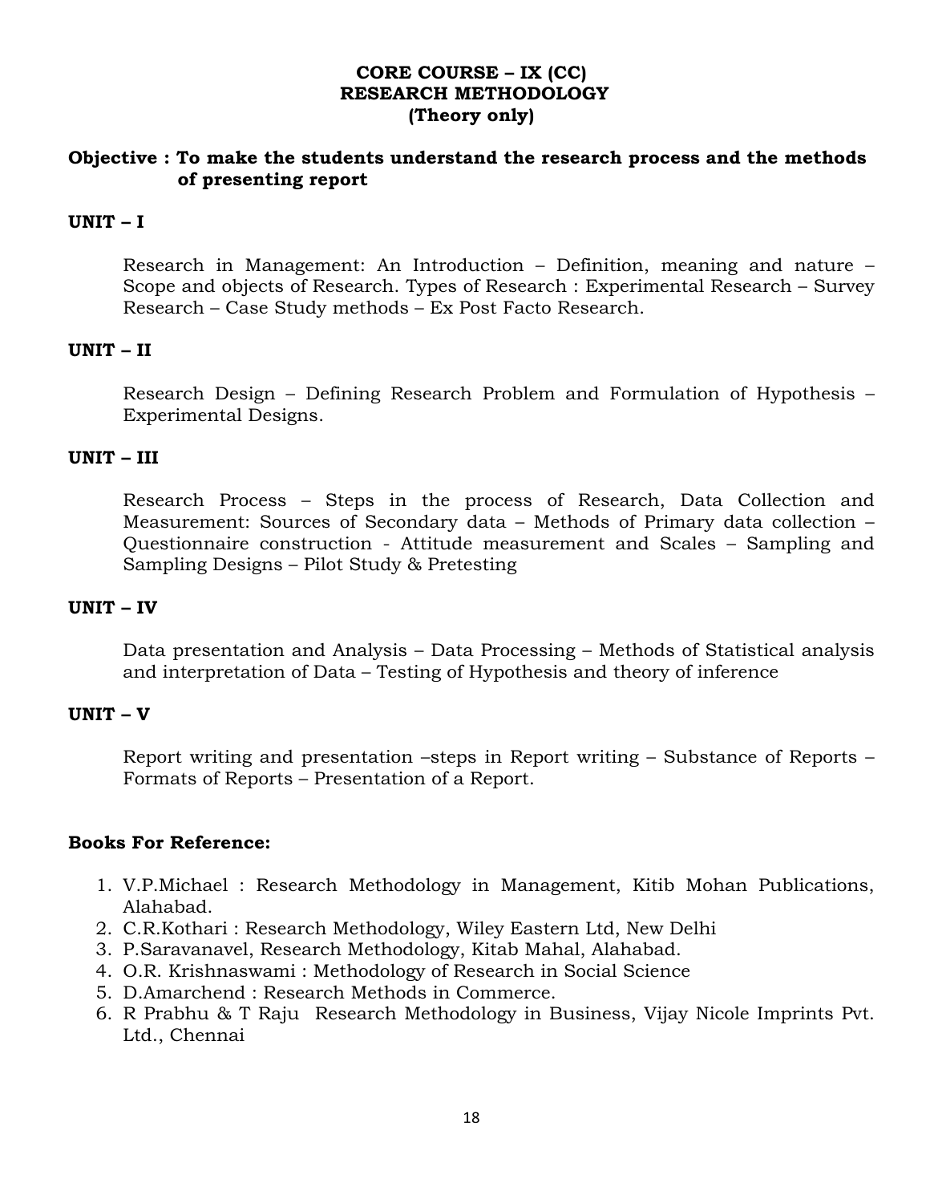# CORE COURSE – IX (CC)
# RESEARCH METHODOLOGY
## (Theory only)

**Objective : To make the students understand the research process and the methods of presenting report**

**UNIT – I**

Research in Management: An Introduction – Definition, meaning and nature – Scope and objects of Research. Types of Research : Experimental Research – Survey Research – Case Study methods – Ex Post Facto Research.

**UNIT – II**

Research Design – Defining Research Problem and Formulation of Hypothesis – Experimental Designs.

**UNIT – III**

Research Process – Steps in the process of Research, Data Collection and Measurement: Sources of Secondary data – Methods of Primary data collection – Questionnaire construction - Attitude measurement and Scales – Sampling and Sampling Designs – Pilot Study & Pretesting

**UNIT – IV**

Data presentation and Analysis – Data Processing – Methods of Statistical analysis and interpretation of Data – Testing of Hypothesis and theory of inference

**UNIT – V**

Report writing and presentation –steps in Report writing – Substance of Reports – Formats of Reports – Presentation of a Report.

**Books For Reference:**

1. V.P.Michael : Research Methodology in Management, Kitib Mohan Publications, Alahabad.
2. C.R.Kothari : Research Methodology, Wiley Eastern Ltd, New Delhi
3. P.Saravanavel, Research Methodology, Kitab Mahal, Alahabad.
4. O.R. Krishnaswami : Methodology of Research in Social Science
5. D.Amarchend : Research Methods in Commerce.
6. R Prabhu & T Raju Research Methodology in Business, Vijay Nicole Imprints Pvt. Ltd., Chennai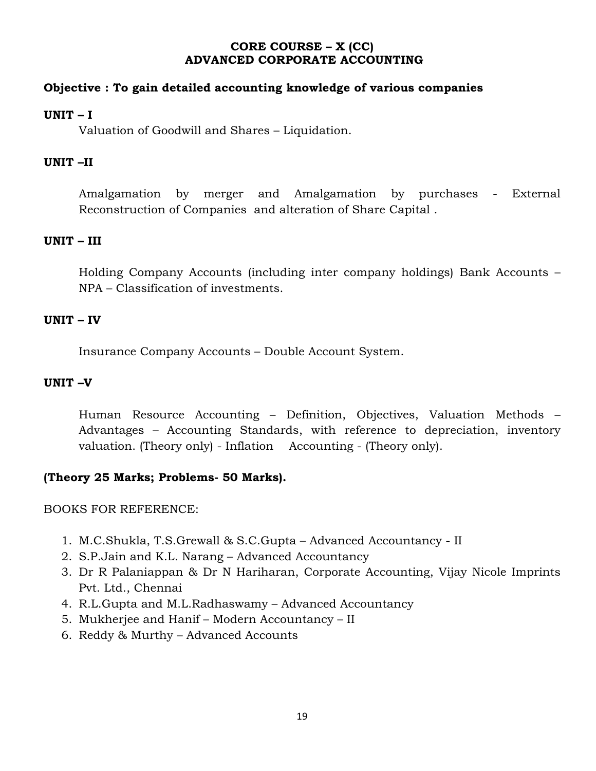# CORE COURSE – X (CC)
# ADVANCED CORPORATE ACCOUNTING

**Objective : To gain detailed accounting knowledge of various companies**

**UNIT – I**

Valuation of Goodwill and Shares – Liquidation.

**UNIT –II**

Amalgamation by merger and Amalgamation by purchases - External Reconstruction of Companies and alteration of Share Capital .

**UNIT – III**

Holding Company Accounts (including inter company holdings) Bank Accounts – NPA – Classification of investments.

**UNIT – IV**

Insurance Company Accounts – Double Account System.

**UNIT –V**

Human Resource Accounting – Definition, Objectives, Valuation Methods – Advantages – Accounting Standards, with reference to depreciation, inventory valuation. (Theory only) - Inflation Accounting - (Theory only).

**(Theory 25 Marks; Problems- 50 Marks).**

BOOKS FOR REFERENCE:

1. M.C.Shukla, T.S.Grewall & S.C.Gupta – Advanced Accountancy - II
2. S.P.Jain and K.L. Narang – Advanced Accountancy
3. Dr R Palaniappan & Dr N Hariharan, Corporate Accounting, Vijay Nicole Imprints Pvt. Ltd., Chennai
4. R.L.Gupta and M.L.Radhaswamy – Advanced Accountancy
5. Mukherjee and Hanif – Modern Accountancy – II
6. Reddy & Murthy – Advanced Accounts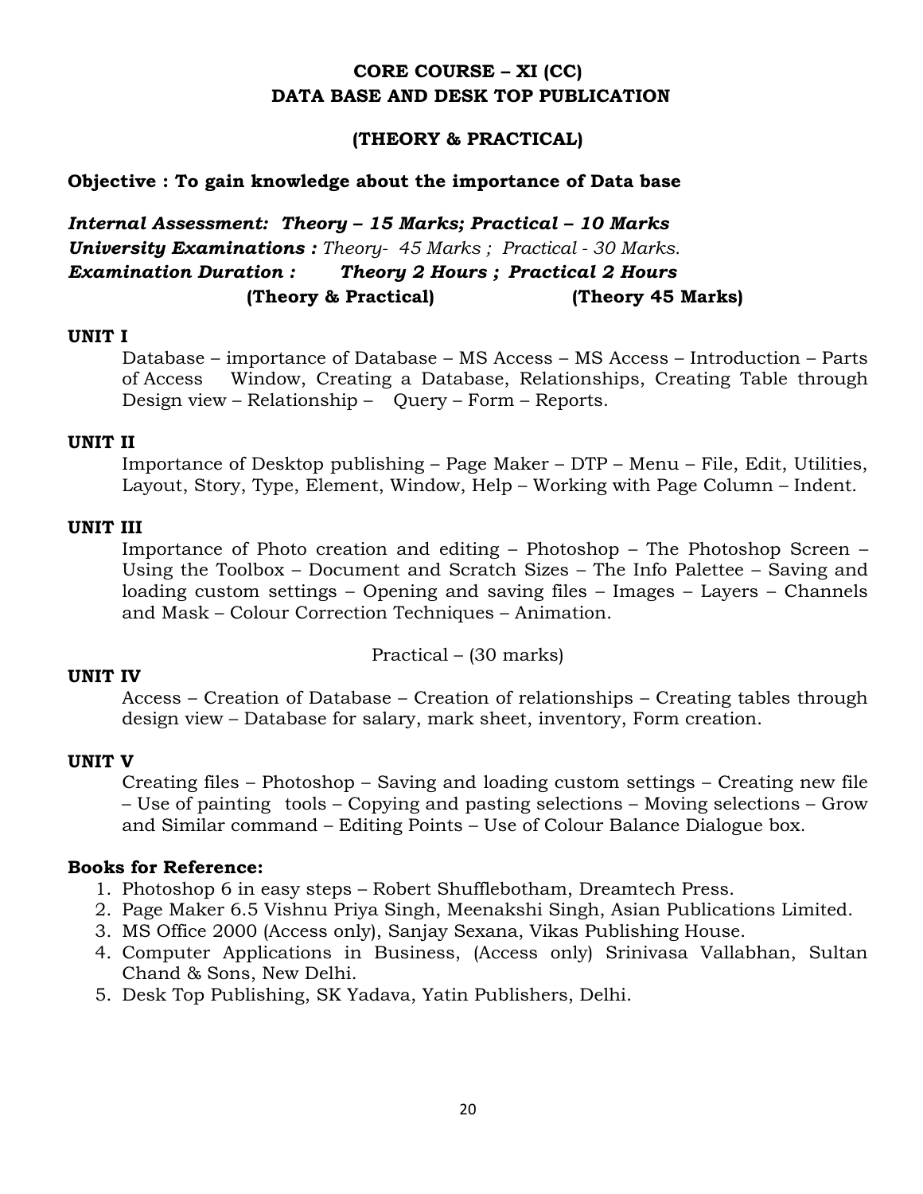## CORE COURSE – XI (CC)
## DATA BASE AND DESK TOP PUBLICATION

### (THEORY & PRACTICAL)

**Objective : To gain knowledge about the importance of Data base**

***Internal Assessment: Theory – 15 Marks; Practical – 10 Marks***
***University Examinations :*** *Theory- 45 Marks ; Practical - 30 Marks.*
***Examination Duration : Theory 2 Hours ; Practical 2 Hours***
**(Theory & Practical) (Theory 45 Marks)**

**UNIT I**

Database – importance of Database – MS Access – MS Access – Introduction – Parts of Access Window, Creating a Database, Relationships, Creating Table through Design view – Relationship – Query – Form – Reports.

**UNIT II**

Importance of Desktop publishing – Page Maker – DTP – Menu – File, Edit, Utilities, Layout, Story, Type, Element, Window, Help – Working with Page Column – Indent.

**UNIT III**

Importance of Photo creation and editing – Photoshop – The Photoshop Screen – Using the Toolbox – Document and Scratch Sizes – The Info Palettee – Saving and loading custom settings – Opening and saving files – Images – Layers – Channels and Mask – Colour Correction Techniques – Animation.

Practical – (30 marks)

**UNIT IV**

Access – Creation of Database – Creation of relationships – Creating tables through design view – Database for salary, mark sheet, inventory, Form creation.

**UNIT V**

Creating files – Photoshop – Saving and loading custom settings – Creating new file – Use of painting tools – Copying and pasting selections – Moving selections – Grow and Similar command – Editing Points – Use of Colour Balance Dialogue box.

**Books for Reference:**

1. Photoshop 6 in easy steps – Robert Shufflebotham, Dreamtech Press.
2. Page Maker 6.5 Vishnu Priya Singh, Meenakshi Singh, Asian Publications Limited.
3. MS Office 2000 (Access only), Sanjay Sexana, Vikas Publishing House.
4. Computer Applications in Business, (Access only) Srinivasa Vallabhan, Sultan Chand & Sons, New Delhi.
5. Desk Top Publishing, SK Yadava, Yatin Publishers, Delhi.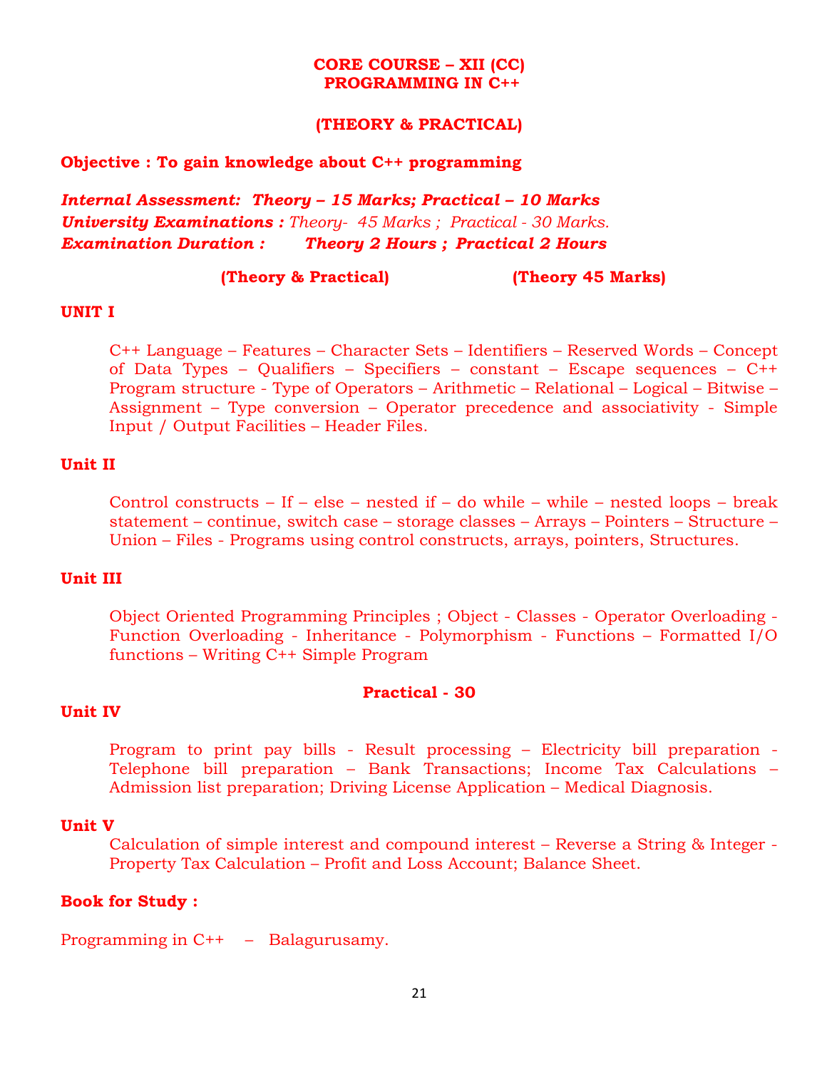## CORE COURSE – XII (CC)
## PROGRAMMING IN C++

**(THEORY & PRACTICAL)**

**Objective : To gain knowledge about C++ programming**

***Internal Assessment: Theory – 15 Marks; Practical – 10 Marks***
***University Examinations :*** *Theory- 45 Marks ; Practical - 30 Marks.*
***Examination Duration : Theory 2 Hours ; Practical 2 Hours***

**(Theory & Practical) (Theory 45 Marks)**

### UNIT I

C++ Language – Features – Character Sets – Identifiers – Reserved Words – Concept of Data Types – Qualifiers – Specifiers – constant – Escape sequences – C++ Program structure - Type of Operators – Arithmetic – Relational – Logical – Bitwise – Assignment – Type conversion – Operator precedence and associativity - Simple Input / Output Facilities – Header Files.

### Unit II

Control constructs – If – else – nested if – do while – while – nested loops – break statement – continue, switch case – storage classes – Arrays – Pointers – Structure – Union – Files - Programs using control constructs, arrays, pointers, Structures.

### Unit III

Object Oriented Programming Principles ; Object - Classes - Operator Overloading - Function Overloading - Inheritance - Polymorphism - Functions – Formatted I/O functions – Writing C++ Simple Program

**Practical - 30**

### Unit IV

Program to print pay bills - Result processing – Electricity bill preparation - Telephone bill preparation – Bank Transactions; Income Tax Calculations – Admission list preparation; Driving License Application – Medical Diagnosis.

### Unit V

Calculation of simple interest and compound interest – Reverse a String & Integer - Property Tax Calculation – Profit and Loss Account; Balance Sheet.

**Book for Study :**

Programming in C++ – Balagurusamy.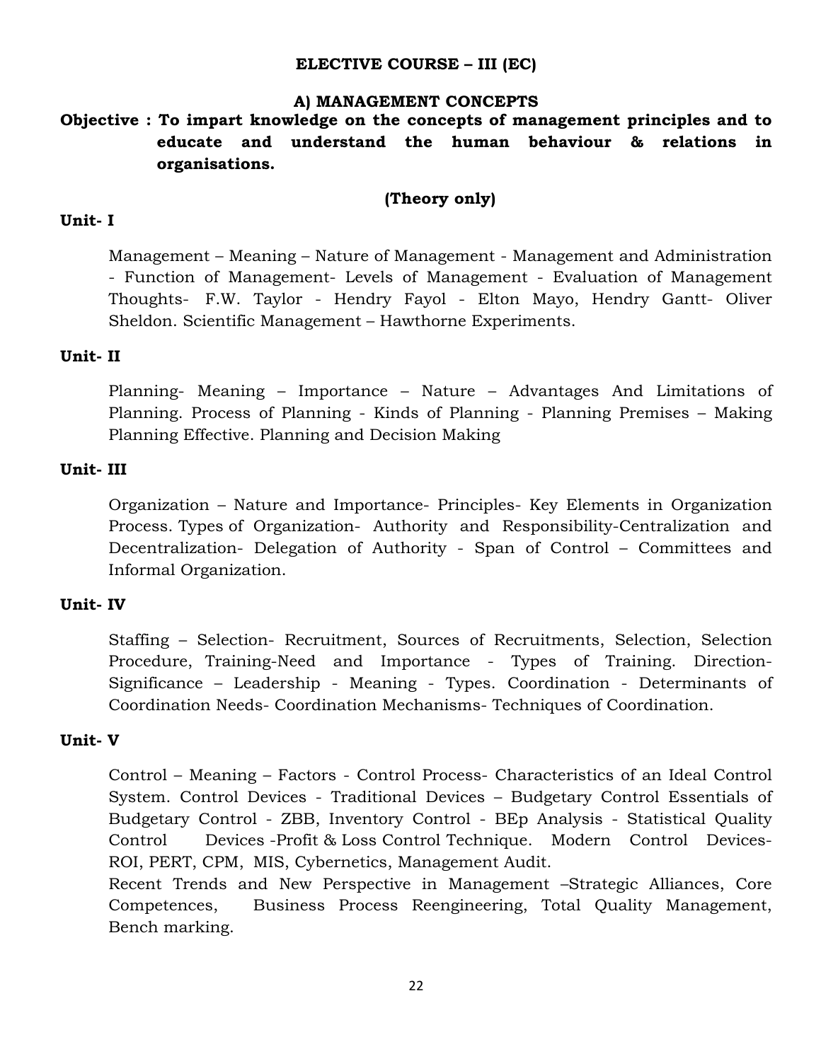## ELECTIVE COURSE – III (EC)

### A) MANAGEMENT CONCEPTS

**Objective : To impart knowledge on the concepts of management principles and to educate and understand the human behaviour & relations in organisations.**

**(Theory only)**

**Unit- I**

Management – Meaning – Nature of Management - Management and Administration - Function of Management- Levels of Management - Evaluation of Management Thoughts- F.W. Taylor - Hendry Fayol - Elton Mayo, Hendry Gantt- Oliver Sheldon. Scientific Management – Hawthorne Experiments.

**Unit- II**

Planning- Meaning – Importance – Nature – Advantages And Limitations of Planning. Process of Planning - Kinds of Planning - Planning Premises – Making Planning Effective. Planning and Decision Making

**Unit- III**

Organization – Nature and Importance- Principles- Key Elements in Organization Process. Types of Organization- Authority and Responsibility-Centralization and Decentralization- Delegation of Authority - Span of Control – Committees and Informal Organization.

**Unit- IV**

Staffing – Selection- Recruitment, Sources of Recruitments, Selection, Selection Procedure, Training-Need and Importance - Types of Training. Direction-Significance – Leadership - Meaning - Types. Coordination - Determinants of Coordination Needs- Coordination Mechanisms- Techniques of Coordination.

**Unit- V**

Control – Meaning – Factors - Control Process- Characteristics of an Ideal Control System. Control Devices - Traditional Devices – Budgetary Control Essentials of Budgetary Control - ZBB, Inventory Control - BEp Analysis - Statistical Quality Control Devices -Profit & Loss Control Technique. Modern Control Devices-ROI, PERT, CPM, MIS, Cybernetics, Management Audit.

Recent Trends and New Perspective in Management –Strategic Alliances, Core Competences, Business Process Reengineering, Total Quality Management, Bench marking.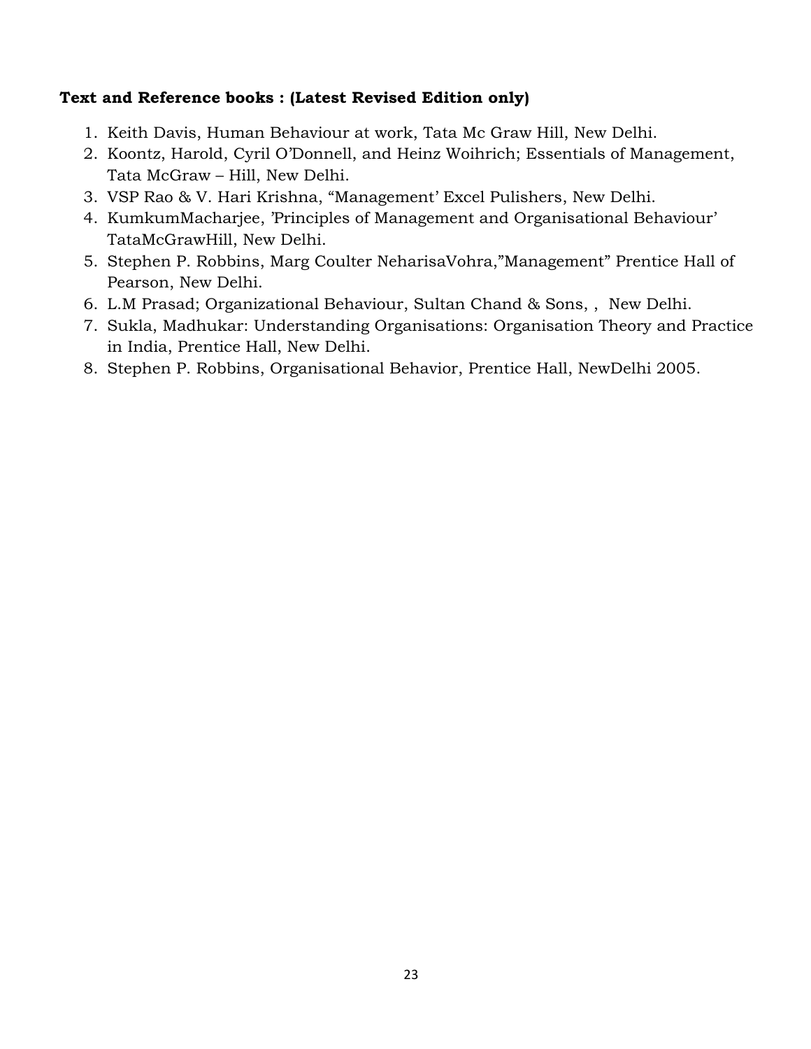**Text and Reference books : (Latest Revised Edition only)**

1. Keith Davis, Human Behaviour at work, Tata Mc Graw Hill, New Delhi.
2. Koontz, Harold, Cyril O'Donnell, and Heinz Woihrich; Essentials of Management, Tata McGraw – Hill, New Delhi.
3. VSP Rao & V. Hari Krishna, "Management' Excel Pulishers, New Delhi.
4. KumkumMacharjee, 'Principles of Management and Organisational Behaviour' TataMcGrawHill, New Delhi.
5. Stephen P. Robbins, Marg Coulter NeharisaVohra,"Management" Prentice Hall of Pearson, New Delhi.
6. L.M Prasad; Organizational Behaviour, Sultan Chand & Sons, , New Delhi.
7. Sukla, Madhukar: Understanding Organisations: Organisation Theory and Practice in India, Prentice Hall, New Delhi.
8. Stephen P. Robbins, Organisational Behavior, Prentice Hall, NewDelhi 2005.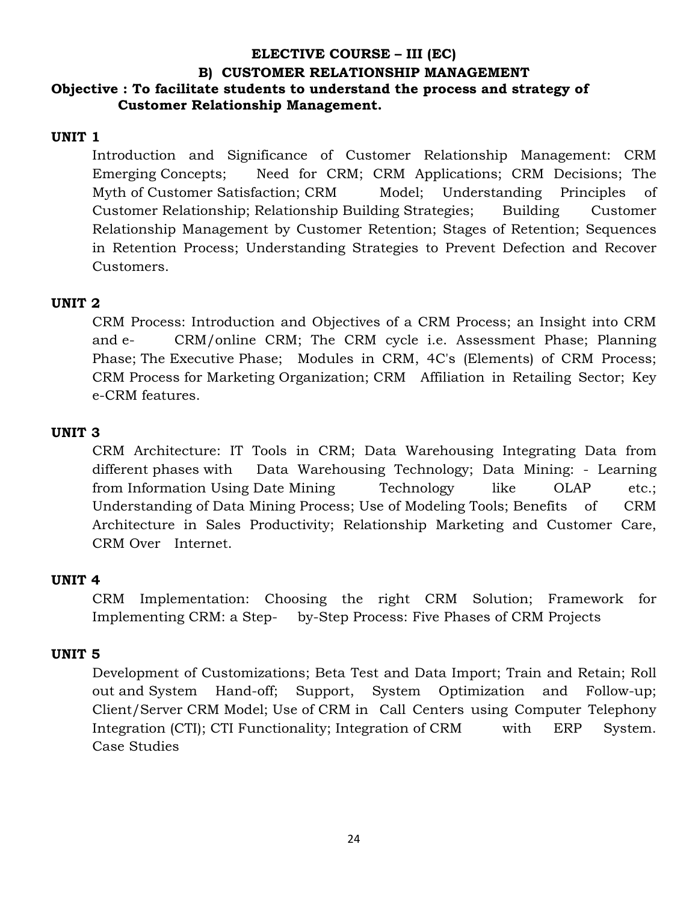## ELECTIVE COURSE – III (EC)

## B) CUSTOMER RELATIONSHIP MANAGEMENT

**Objective : To facilitate students to understand the process and strategy of Customer Relationship Management.**

**UNIT 1**

Introduction and Significance of Customer Relationship Management: CRM Emerging Concepts; Need for CRM; CRM Applications; CRM Decisions; The Myth of Customer Satisfaction; CRM Model; Understanding Principles of Customer Relationship; Relationship Building Strategies; Building Customer Relationship Management by Customer Retention; Stages of Retention; Sequences in Retention Process; Understanding Strategies to Prevent Defection and Recover Customers.

**UNIT 2**

CRM Process: Introduction and Objectives of a CRM Process; an Insight into CRM and e- CRM/online CRM; The CRM cycle i.e. Assessment Phase; Planning Phase; The Executive Phase; Modules in CRM, 4C's (Elements) of CRM Process; CRM Process for Marketing Organization; CRM Affiliation in Retailing Sector; Key e-CRM features.

**UNIT 3**

CRM Architecture: IT Tools in CRM; Data Warehousing Integrating Data from different phases with Data Warehousing Technology; Data Mining: - Learning from Information Using Date Mining Technology like OLAP etc.; Understanding of Data Mining Process; Use of Modeling Tools; Benefits of CRM Architecture in Sales Productivity; Relationship Marketing and Customer Care, CRM Over Internet.

**UNIT 4**

CRM Implementation: Choosing the right CRM Solution; Framework for Implementing CRM: a Step- by-Step Process: Five Phases of CRM Projects

**UNIT 5**

Development of Customizations; Beta Test and Data Import; Train and Retain; Roll out and System Hand-off; Support, System Optimization and Follow-up; Client/Server CRM Model; Use of CRM in Call Centers using Computer Telephony Integration (CTI); CTI Functionality; Integration of CRM with ERP System. Case Studies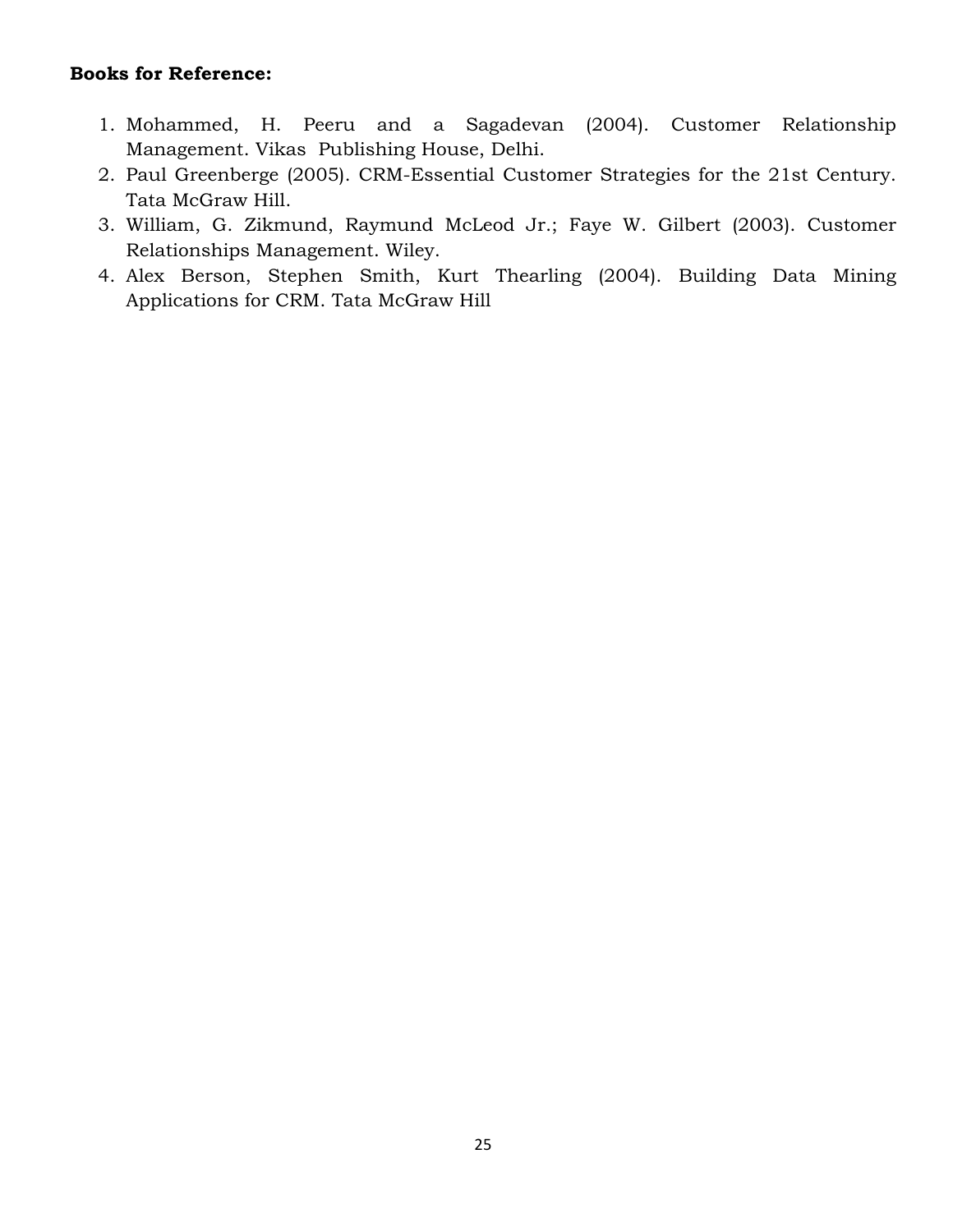**Books for Reference:**

1. Mohammed, H. Peeru and a Sagadevan (2004). Customer Relationship Management. Vikas Publishing House, Delhi.
2. Paul Greenberge (2005). CRM-Essential Customer Strategies for the 21st Century. Tata McGraw Hill.
3. William, G. Zikmund, Raymund McLeod Jr.; Faye W. Gilbert (2003). Customer Relationships Management. Wiley.
4. Alex Berson, Stephen Smith, Kurt Thearling (2004). Building Data Mining Applications for CRM. Tata McGraw Hill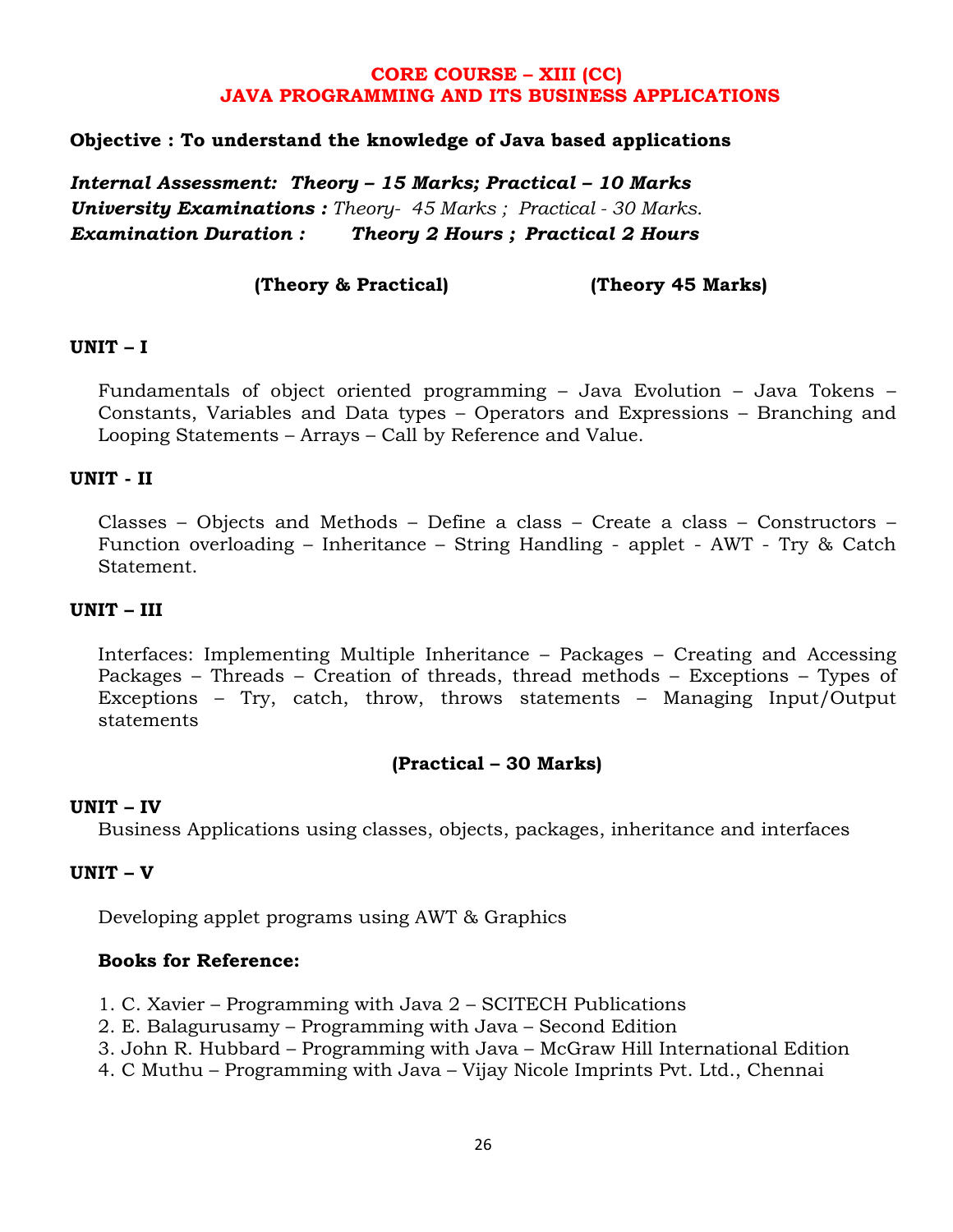## CORE COURSE – XIII (CC)
## JAVA PROGRAMMING AND ITS BUSINESS APPLICATIONS

**Objective : To understand the knowledge of Java based applications**

***Internal Assessment: Theory – 15 Marks; Practical – 10 Marks***
***University Examinations :*** *Theory- 45 Marks ; Practical - 30 Marks.*
***Examination Duration : Theory 2 Hours ; Practical 2 Hours***

**(Theory & Practical) (Theory 45 Marks)**

### UNIT – I

Fundamentals of object oriented programming – Java Evolution – Java Tokens – Constants, Variables and Data types – Operators and Expressions – Branching and Looping Statements – Arrays – Call by Reference and Value.

### UNIT - II

Classes – Objects and Methods – Define a class – Create a class – Constructors – Function overloading – Inheritance – String Handling - applet - AWT - Try & Catch Statement.

### UNIT – III

Interfaces: Implementing Multiple Inheritance – Packages – Creating and Accessing Packages – Threads – Creation of threads, thread methods – Exceptions – Types of Exceptions – Try, catch, throw, throws statements – Managing Input/Output statements

**(Practical – 30 Marks)**

### UNIT – IV

Business Applications using classes, objects, packages, inheritance and interfaces

### UNIT – V

Developing applet programs using AWT & Graphics

**Books for Reference:**

1. C. Xavier – Programming with Java 2 – SCITECH Publications
2. E. Balagurusamy – Programming with Java – Second Edition
3. John R. Hubbard – Programming with Java – McGraw Hill International Edition
4. C Muthu – Programming with Java – Vijay Nicole Imprints Pvt. Ltd., Chennai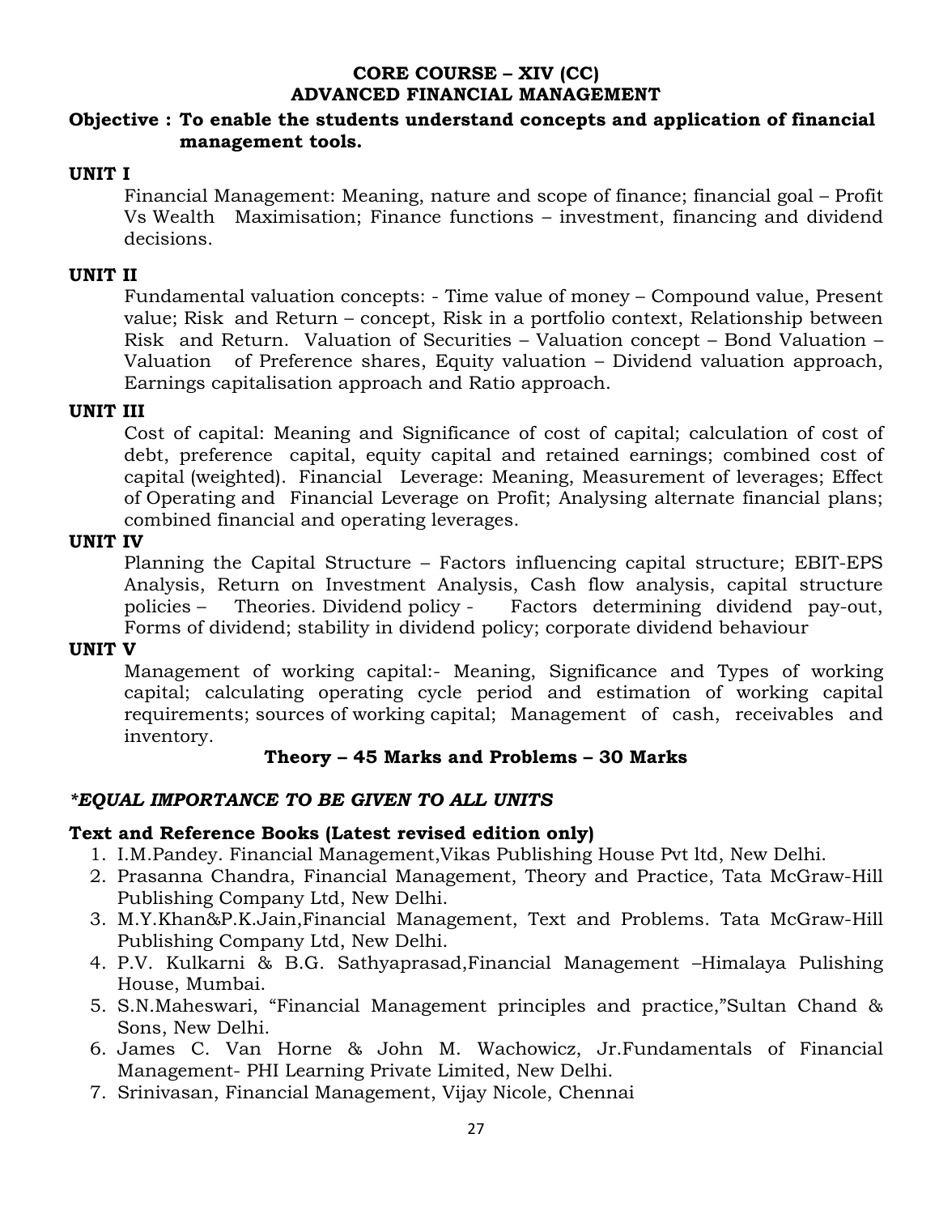# CORE COURSE – XIV (CC)
# ADVANCED FINANCIAL MANAGEMENT

**Objective : To enable the students understand concepts and application of financial management tools.**

**UNIT I**

Financial Management: Meaning, nature and scope of finance; financial goal – Profit Vs Wealth Maximisation; Finance functions – investment, financing and dividend decisions.

**UNIT II**

Fundamental valuation concepts: - Time value of money – Compound value, Present value; Risk and Return – concept, Risk in a portfolio context, Relationship between Risk and Return. Valuation of Securities – Valuation concept – Bond Valuation – Valuation of Preference shares, Equity valuation – Dividend valuation approach, Earnings capitalisation approach and Ratio approach.

**UNIT III**

Cost of capital: Meaning and Significance of cost of capital; calculation of cost of debt, preference capital, equity capital and retained earnings; combined cost of capital (weighted). Financial Leverage: Meaning, Measurement of leverages; Effect of Operating and Financial Leverage on Profit; Analysing alternate financial plans; combined financial and operating leverages.

**UNIT IV**

Planning the Capital Structure – Factors influencing capital structure; EBIT-EPS Analysis, Return on Investment Analysis, Cash flow analysis, capital structure policies – Theories. Dividend policy - Factors determining dividend pay-out, Forms of dividend; stability in dividend policy; corporate dividend behaviour

**UNIT V**

Management of working capital:- Meaning, Significance and Types of working capital; calculating operating cycle period and estimation of working capital requirements; sources of working capital; Management of cash, receivables and inventory.

**Theory – 45 Marks and Problems – 30 Marks**

***EQUAL IMPORTANCE TO BE GIVEN TO ALL UNITS**

**Text and Reference Books (Latest revised edition only)**

1. I.M.Pandey. Financial Management,Vikas Publishing House Pvt ltd, New Delhi.
2. Prasanna Chandra, Financial Management, Theory and Practice, Tata McGraw-Hill Publishing Company Ltd, New Delhi.
3. M.Y.Khan&P.K.Jain,Financial Management, Text and Problems. Tata McGraw-Hill Publishing Company Ltd, New Delhi.
4. P.V. Kulkarni & B.G. Sathyaprasad,Financial Management –Himalaya Pulishing House, Mumbai.
5. S.N.Maheswari, "Financial Management principles and practice,"Sultan Chand & Sons, New Delhi.
6. James C. Van Horne & John M. Wachowicz, Jr.Fundamentals of Financial Management- PHI Learning Private Limited, New Delhi.
7. Srinivasan, Financial Management, Vijay Nicole, Chennai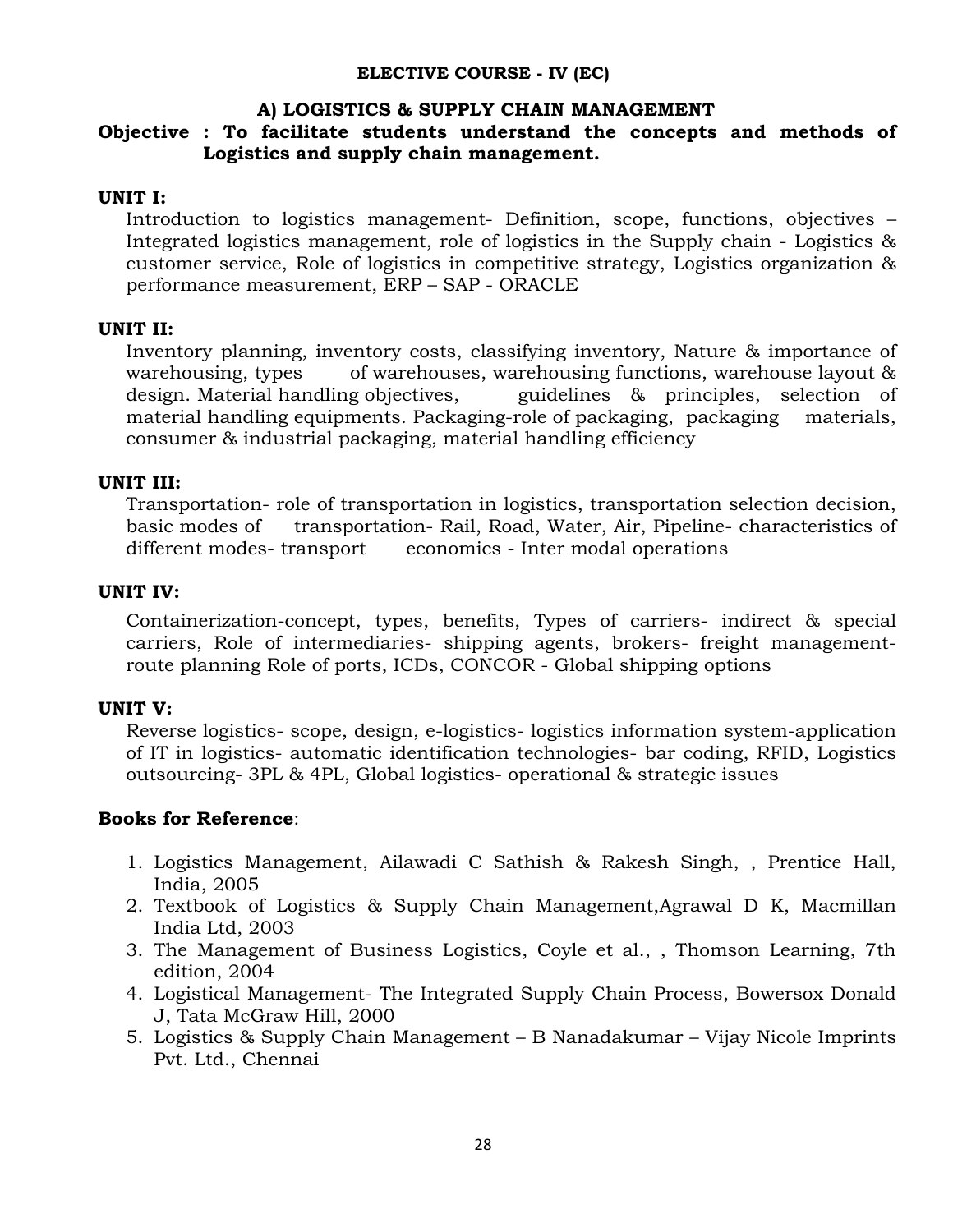## ELECTIVE COURSE - IV (EC)

### A) LOGISTICS & SUPPLY CHAIN MANAGEMENT

**Objective : To facilitate students understand the concepts and methods of Logistics and supply chain management.**

**UNIT I:**

Introduction to logistics management- Definition, scope, functions, objectives – Integrated logistics management, role of logistics in the Supply chain - Logistics & customer service, Role of logistics in competitive strategy, Logistics organization & performance measurement, ERP – SAP - ORACLE

**UNIT II:**

Inventory planning, inventory costs, classifying inventory, Nature & importance of warehousing, types of warehouses, warehousing functions, warehouse layout & design. Material handling objectives, guidelines & principles, selection of material handling equipments. Packaging-role of packaging, packaging materials, consumer & industrial packaging, material handling efficiency

**UNIT III:**

Transportation- role of transportation in logistics, transportation selection decision, basic modes of transportation- Rail, Road, Water, Air, Pipeline- characteristics of different modes- transport economics - Inter modal operations

**UNIT IV:**

Containerization-concept, types, benefits, Types of carriers- indirect & special carriers, Role of intermediaries- shipping agents, brokers- freight management- route planning Role of ports, ICDs, CONCOR - Global shipping options

**UNIT V:**

Reverse logistics- scope, design, e-logistics- logistics information system-application of IT in logistics- automatic identification technologies- bar coding, RFID, Logistics outsourcing- 3PL & 4PL, Global logistics- operational & strategic issues

**Books for Reference**:

1. Logistics Management, Ailawadi C Sathish & Rakesh Singh, , Prentice Hall, India, 2005
2. Textbook of Logistics & Supply Chain Management,Agrawal D K, Macmillan India Ltd, 2003
3. The Management of Business Logistics, Coyle et al., , Thomson Learning, 7th edition, 2004
4. Logistical Management- The Integrated Supply Chain Process, Bowersox Donald J, Tata McGraw Hill, 2000
5. Logistics & Supply Chain Management – B Nanadakumar – Vijay Nicole Imprints Pvt. Ltd., Chennai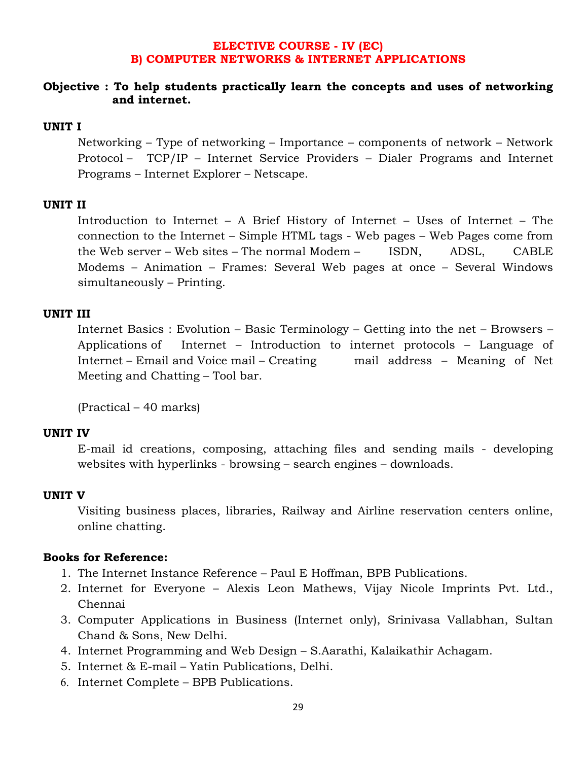## ELECTIVE COURSE - IV (EC)
## B) COMPUTER NETWORKS & INTERNET APPLICATIONS

**Objective : To help students practically learn the concepts and uses of networking and internet.**

**UNIT I**

Networking – Type of networking – Importance – components of network – Network Protocol – TCP/IP – Internet Service Providers – Dialer Programs and Internet Programs – Internet Explorer – Netscape.

**UNIT II**

Introduction to Internet – A Brief History of Internet – Uses of Internet – The connection to the Internet – Simple HTML tags - Web pages – Web Pages come from the Web server – Web sites – The normal Modem – ISDN, ADSL, CABLE Modems – Animation – Frames: Several Web pages at once – Several Windows simultaneously – Printing.

**UNIT III**

Internet Basics : Evolution – Basic Terminology – Getting into the net – Browsers – Applications of Internet – Introduction to internet protocols – Language of Internet – Email and Voice mail – Creating mail address – Meaning of Net Meeting and Chatting – Tool bar.

(Practical – 40 marks)

**UNIT IV**

E-mail id creations, composing, attaching files and sending mails - developing websites with hyperlinks - browsing – search engines – downloads.

**UNIT V**

Visiting business places, libraries, Railway and Airline reservation centers online, online chatting.

**Books for Reference:**

1. The Internet Instance Reference – Paul E Hoffman, BPB Publications.
2. Internet for Everyone – Alexis Leon Mathews, Vijay Nicole Imprints Pvt. Ltd., Chennai
3. Computer Applications in Business (Internet only), Srinivasa Vallabhan, Sultan Chand & Sons, New Delhi.
4. Internet Programming and Web Design – S.Aarathi, Kalaikathir Achagam.
5. Internet & E-mail – Yatin Publications, Delhi.
6. Internet Complete – BPB Publications.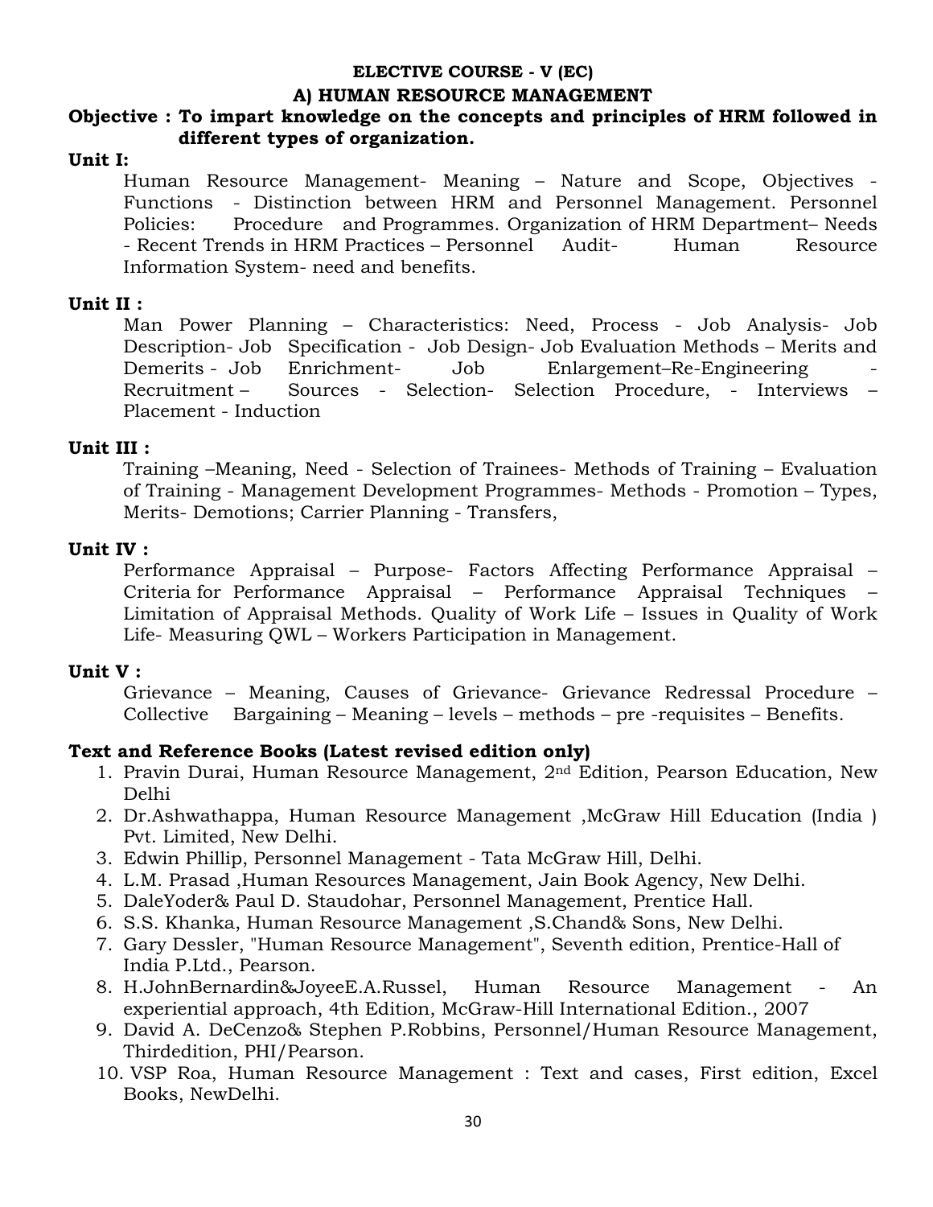## ELECTIVE COURSE - V (EC)

## A) HUMAN RESOURCE MANAGEMENT

**Objective : To impart knowledge on the concepts and principles of HRM followed in different types of organization.**

**Unit I:**

Human Resource Management- Meaning – Nature and Scope, Objectives - Functions - Distinction between HRM and Personnel Management. Personnel Policies: Procedure and Programmes. Organization of HRM Department– Needs - Recent Trends in HRM Practices – Personnel Audit- Human Resource Information System- need and benefits.

**Unit II :**

Man Power Planning – Characteristics: Need, Process - Job Analysis- Job Description- Job Specification - Job Design- Job Evaluation Methods – Merits and Demerits - Job Enrichment- Job Enlargement–Re-Engineering - Recruitment – Sources - Selection- Selection Procedure, - Interviews – Placement - Induction

**Unit III :**

Training –Meaning, Need - Selection of Trainees- Methods of Training – Evaluation of Training - Management Development Programmes- Methods - Promotion – Types, Merits- Demotions; Carrier Planning - Transfers,

**Unit IV :**

Performance Appraisal – Purpose- Factors Affecting Performance Appraisal – Criteria for Performance Appraisal – Performance Appraisal Techniques – Limitation of Appraisal Methods. Quality of Work Life – Issues in Quality of Work Life- Measuring QWL – Workers Participation in Management.

**Unit V :**

Grievance – Meaning, Causes of Grievance- Grievance Redressal Procedure – Collective Bargaining – Meaning – levels – methods – pre -requisites – Benefits.

**Text and Reference Books (Latest revised edition only)**

1. Pravin Durai, Human Resource Management, 2nd Edition, Pearson Education, New Delhi
2. Dr.Ashwathappa, Human Resource Management ,McGraw Hill Education (India ) Pvt. Limited, New Delhi.
3. Edwin Phillip, Personnel Management - Tata McGraw Hill, Delhi.
4. L.M. Prasad ,Human Resources Management, Jain Book Agency, New Delhi.
5. DaleYoder& Paul D. Staudohar, Personnel Management, Prentice Hall.
6. S.S. Khanka, Human Resource Management ,S.Chand& Sons, New Delhi.
7. Gary Dessler, "Human Resource Management", Seventh edition, Prentice-Hall of India P.Ltd., Pearson.
8. H.JohnBernardin&JoyeeE.A.Russel, Human Resource Management - An experiential approach, 4th Edition, McGraw-Hill International Edition., 2007
9. David A. DeCenzo& Stephen P.Robbins, Personnel/Human Resource Management, Thirdedition, PHI/Pearson.
10. VSP Roa, Human Resource Management : Text and cases, First edition, Excel Books, NewDelhi.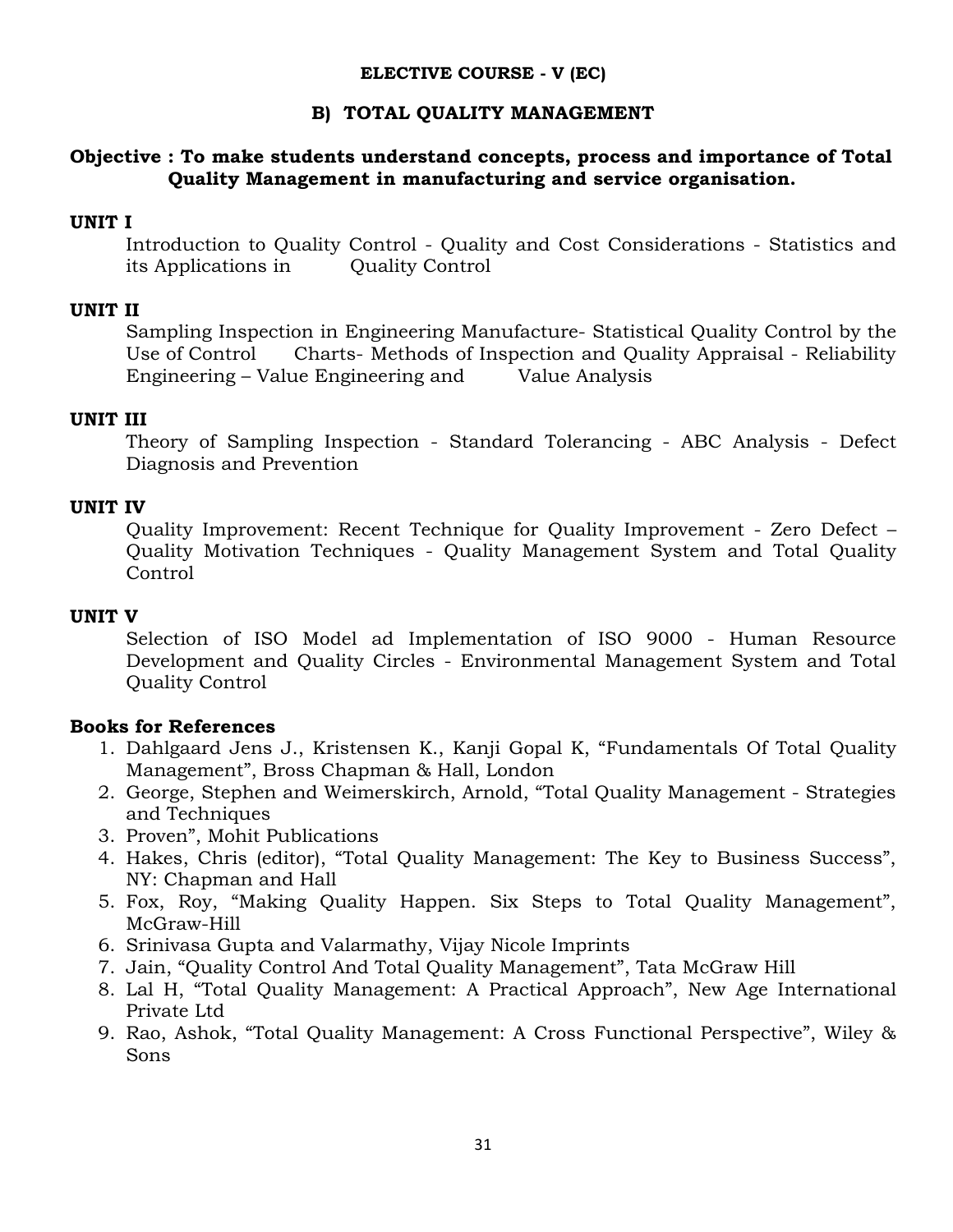**ELECTIVE COURSE - V (EC)**

## B) TOTAL QUALITY MANAGEMENT

**Objective : To make students understand concepts, process and importance of Total Quality Management in manufacturing and service organisation.**

**UNIT I**

Introduction to Quality Control - Quality and Cost Considerations - Statistics and its Applications in Quality Control

**UNIT II**

Sampling Inspection in Engineering Manufacture- Statistical Quality Control by the Use of Control Charts- Methods of Inspection and Quality Appraisal - Reliability Engineering – Value Engineering and Value Analysis

**UNIT III**

Theory of Sampling Inspection - Standard Tolerancing - ABC Analysis - Defect Diagnosis and Prevention

**UNIT IV**

Quality Improvement: Recent Technique for Quality Improvement - Zero Defect – Quality Motivation Techniques - Quality Management System and Total Quality Control

**UNIT V**

Selection of ISO Model ad Implementation of ISO 9000 - Human Resource Development and Quality Circles - Environmental Management System and Total Quality Control

**Books for References**

1. Dahlgaard Jens J., Kristensen K., Kanji Gopal K, "Fundamentals Of Total Quality Management", Bross Chapman & Hall, London
2. George, Stephen and Weimerskirch, Arnold, "Total Quality Management - Strategies and Techniques
3. Proven", Mohit Publications
4. Hakes, Chris (editor), "Total Quality Management: The Key to Business Success", NY: Chapman and Hall
5. Fox, Roy, "Making Quality Happen. Six Steps to Total Quality Management", McGraw-Hill
6. Srinivasa Gupta and Valarmathy, Vijay Nicole Imprints
7. Jain, "Quality Control And Total Quality Management", Tata McGraw Hill
8. Lal H, "Total Quality Management: A Practical Approach", New Age International Private Ltd
9. Rao, Ashok, "Total Quality Management: A Cross Functional Perspective", Wiley & Sons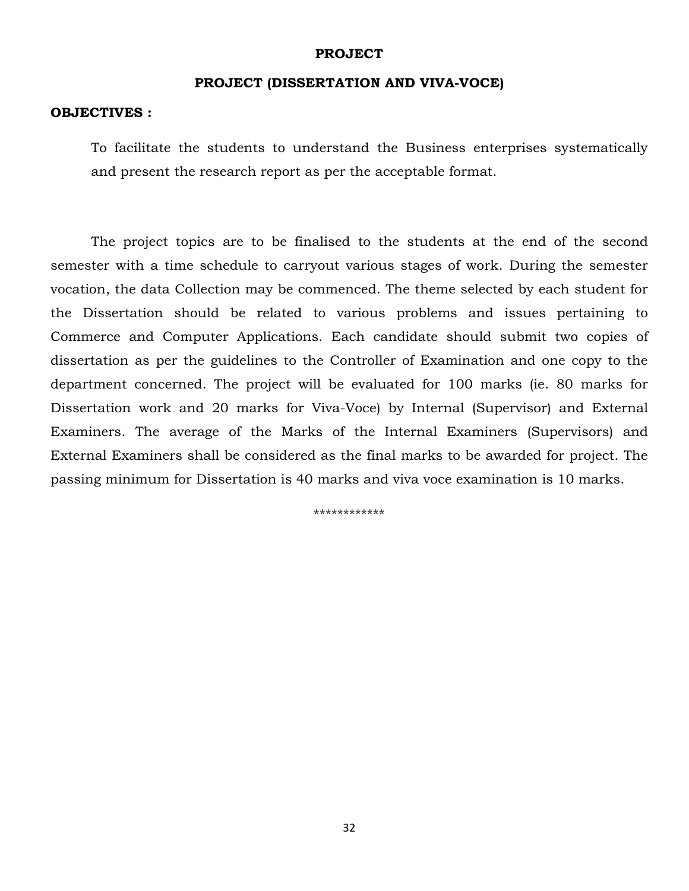# PROJECT

## PROJECT (DISSERTATION AND VIVA-VOCE)

**OBJECTIVES :**

To facilitate the students to understand the Business enterprises systematically and present the research report as per the acceptable format.

The project topics are to be finalised to the students at the end of the second semester with a time schedule to carryout various stages of work. During the semester vocation, the data Collection may be commenced. The theme selected by each student for the Dissertation should be related to various problems and issues pertaining to Commerce and Computer Applications. Each candidate should submit two copies of dissertation as per the guidelines to the Controller of Examination and one copy to the department concerned. The project will be evaluated for 100 marks (ie. 80 marks for Dissertation work and 20 marks for Viva-Voce) by Internal (Supervisor) and External Examiners. The average of the Marks of the Internal Examiners (Supervisors) and External Examiners shall be considered as the final marks to be awarded for project. The passing minimum for Dissertation is 40 marks and viva voce examination is 10 marks.

************